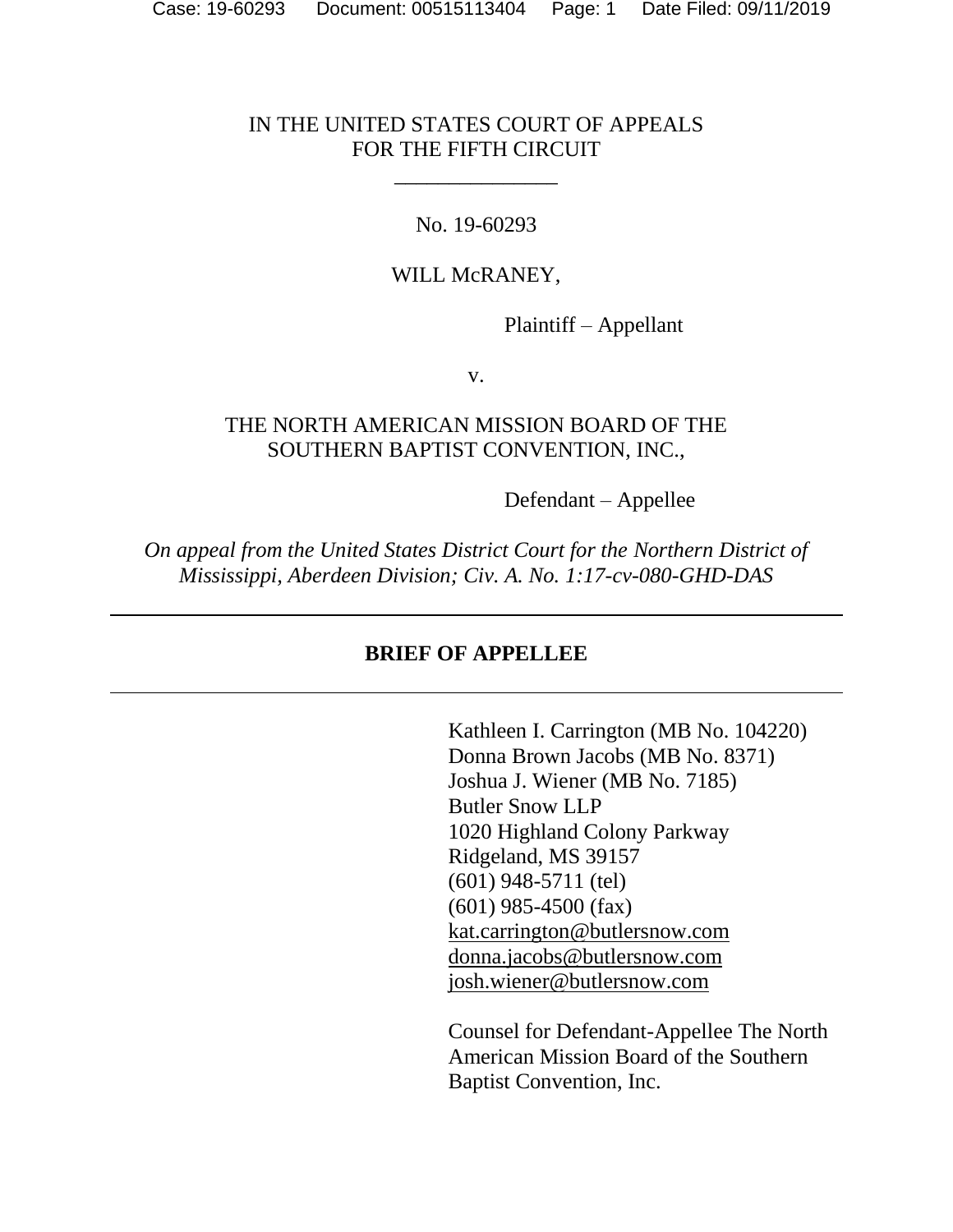IN THE UNITED STATES COURT OF APPEALS
FOR THE FIFTH CIRCUIT

\_\_\_\_\_\_\_\_\_\_\_\_\_\_\_

No. 19-60293

WILL McRANEY,

Plaintiff – Appellant

v.

THE NORTH AMERICAN MISSION BOARD OF THE SOUTHERN BAPTIST CONVENTION, INC.,

Defendant – Appellee

*On appeal from the United States District Court for the Northern District of Mississippi, Aberdeen Division; Civ. A. No. 1:17-cv-080-GHD-DAS*

---

**BRIEF OF APPELLEE**

---

Kathleen I. Carrington (MB No. 104220)
Donna Brown Jacobs (MB No. 8371)
Joshua J. Wiener (MB No. 7185)
Butler Snow LLP
1020 Highland Colony Parkway
Ridgeland, MS 39157
(601) 948-5711 (tel)
(601) 985-4500 (fax)
kat.carrington@butlersnow.com
donna.jacobs@butlersnow.com
josh.wiener@butlersnow.com

Counsel for Defendant-Appellee The North American Mission Board of the Southern Baptist Convention, Inc.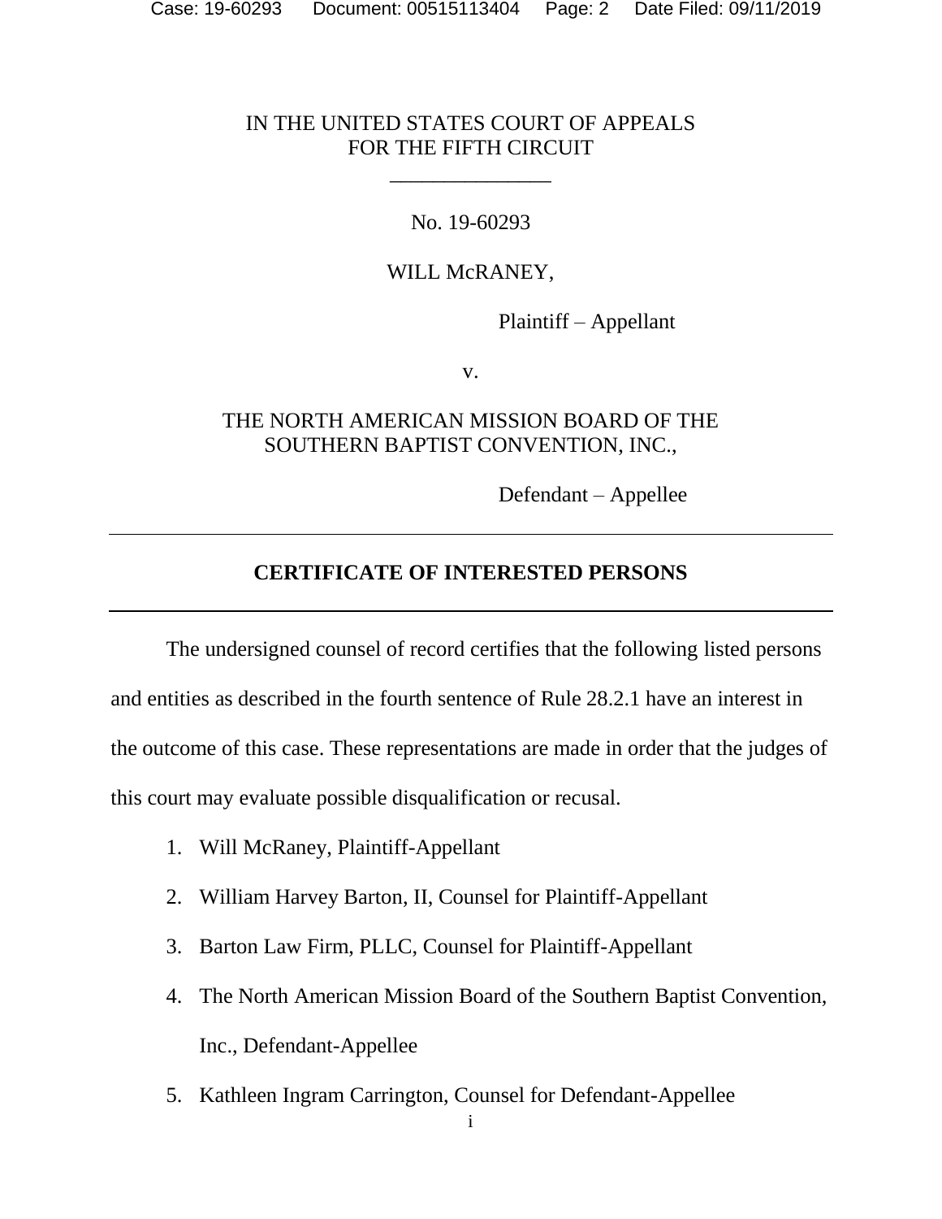IN THE UNITED STATES COURT OF APPEALS
FOR THE FIFTH CIRCUIT

_______________

No. 19-60293

WILL McRANEY,

Plaintiff – Appellant

v.

THE NORTH AMERICAN MISSION BOARD OF THE SOUTHERN BAPTIST CONVENTION, INC.,

Defendant – Appellee

---

## CERTIFICATE OF INTERESTED PERSONS

---

The undersigned counsel of record certifies that the following listed persons and entities as described in the fourth sentence of Rule 28.2.1 have an interest in the outcome of this case. These representations are made in order that the judges of this court may evaluate possible disqualification or recusal.

1. Will McRaney, Plaintiff-Appellant
2. William Harvey Barton, II, Counsel for Plaintiff-Appellant
3. Barton Law Firm, PLLC, Counsel for Plaintiff-Appellant
4. The North American Mission Board of the Southern Baptist Convention, Inc., Defendant-Appellee
5. Kathleen Ingram Carrington, Counsel for Defendant-Appellee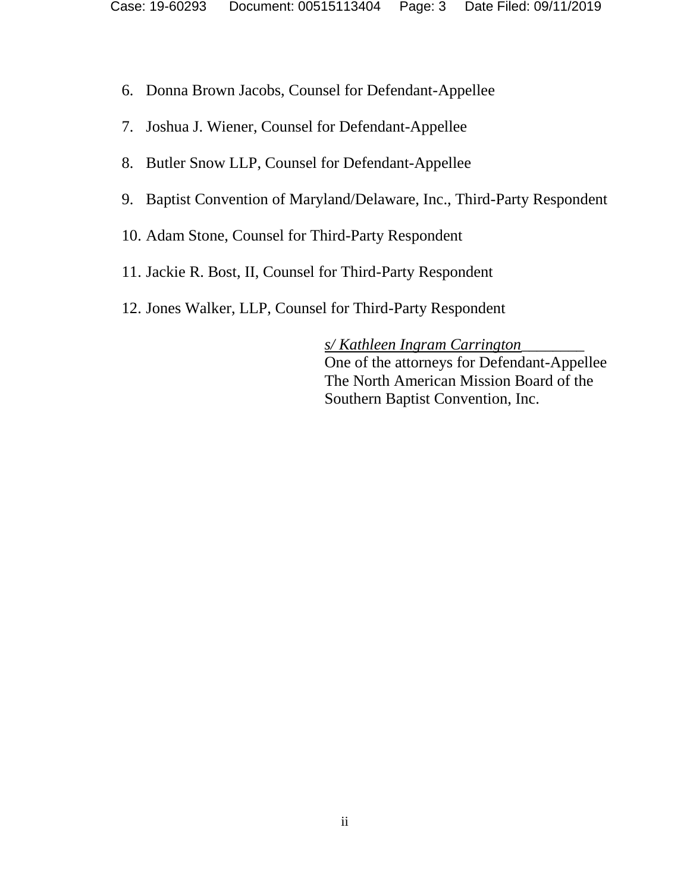6. Donna Brown Jacobs, Counsel for Defendant-Appellee

7. Joshua J. Wiener, Counsel for Defendant-Appellee

8. Butler Snow LLP, Counsel for Defendant-Appellee

9. Baptist Convention of Maryland/Delaware, Inc., Third-Party Respondent

10. Adam Stone, Counsel for Third-Party Respondent

11. Jackie R. Bost, II, Counsel for Third-Party Respondent

12. Jones Walker, LLP, Counsel for Third-Party Respondent

*s/ Kathleen Ingram Carrington*
One of the attorneys for Defendant-Appellee
The North American Mission Board of the
Southern Baptist Convention, Inc.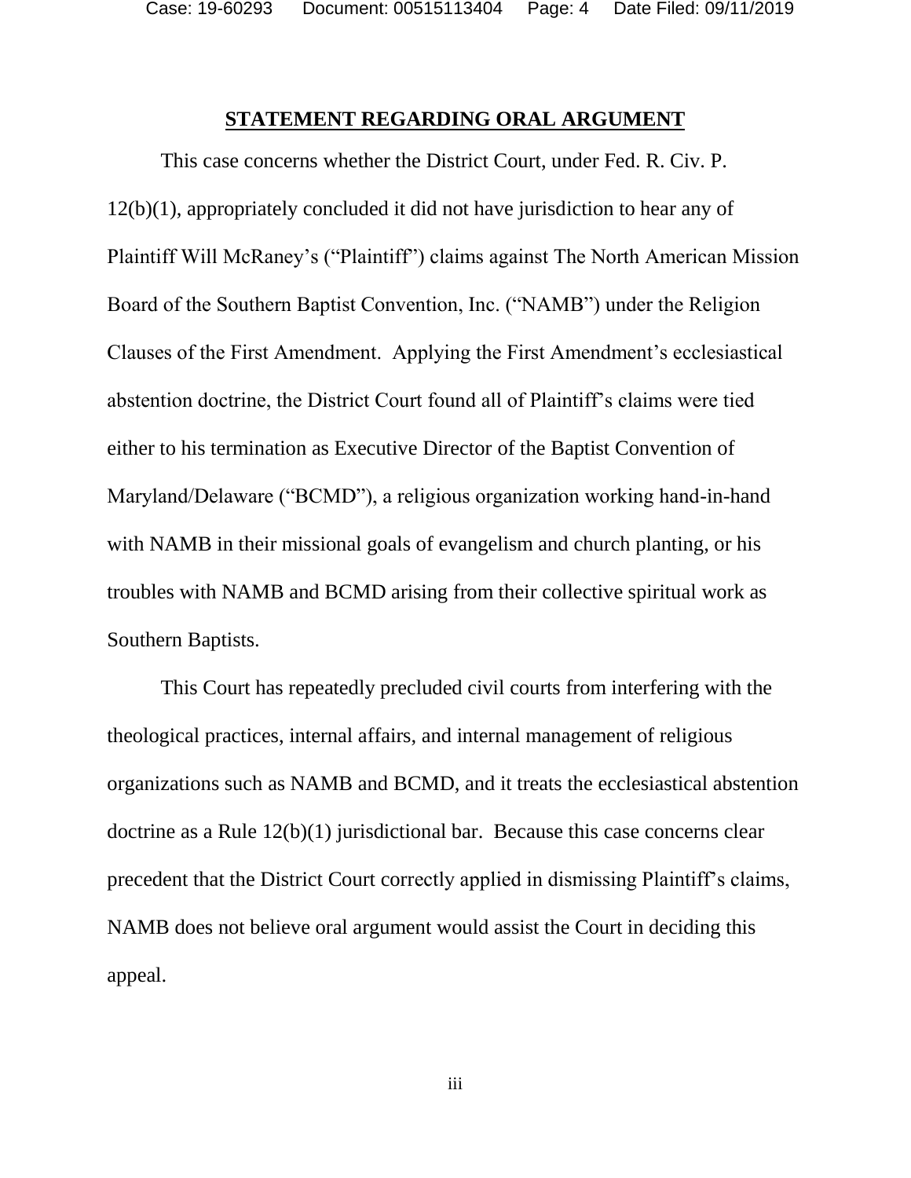## STATEMENT REGARDING ORAL ARGUMENT

This case concerns whether the District Court, under Fed. R. Civ. P. 12(b)(1), appropriately concluded it did not have jurisdiction to hear any of Plaintiff Will McRaney's ("Plaintiff") claims against The North American Mission Board of the Southern Baptist Convention, Inc. ("NAMB") under the Religion Clauses of the First Amendment. Applying the First Amendment's ecclesiastical abstention doctrine, the District Court found all of Plaintiff's claims were tied either to his termination as Executive Director of the Baptist Convention of Maryland/Delaware ("BCMD"), a religious organization working hand-in-hand with NAMB in their missional goals of evangelism and church planting, or his troubles with NAMB and BCMD arising from their collective spiritual work as Southern Baptists.

This Court has repeatedly precluded civil courts from interfering with the theological practices, internal affairs, and internal management of religious organizations such as NAMB and BCMD, and it treats the ecclesiastical abstention doctrine as a Rule 12(b)(1) jurisdictional bar. Because this case concerns clear precedent that the District Court correctly applied in dismissing Plaintiff's claims, NAMB does not believe oral argument would assist the Court in deciding this appeal.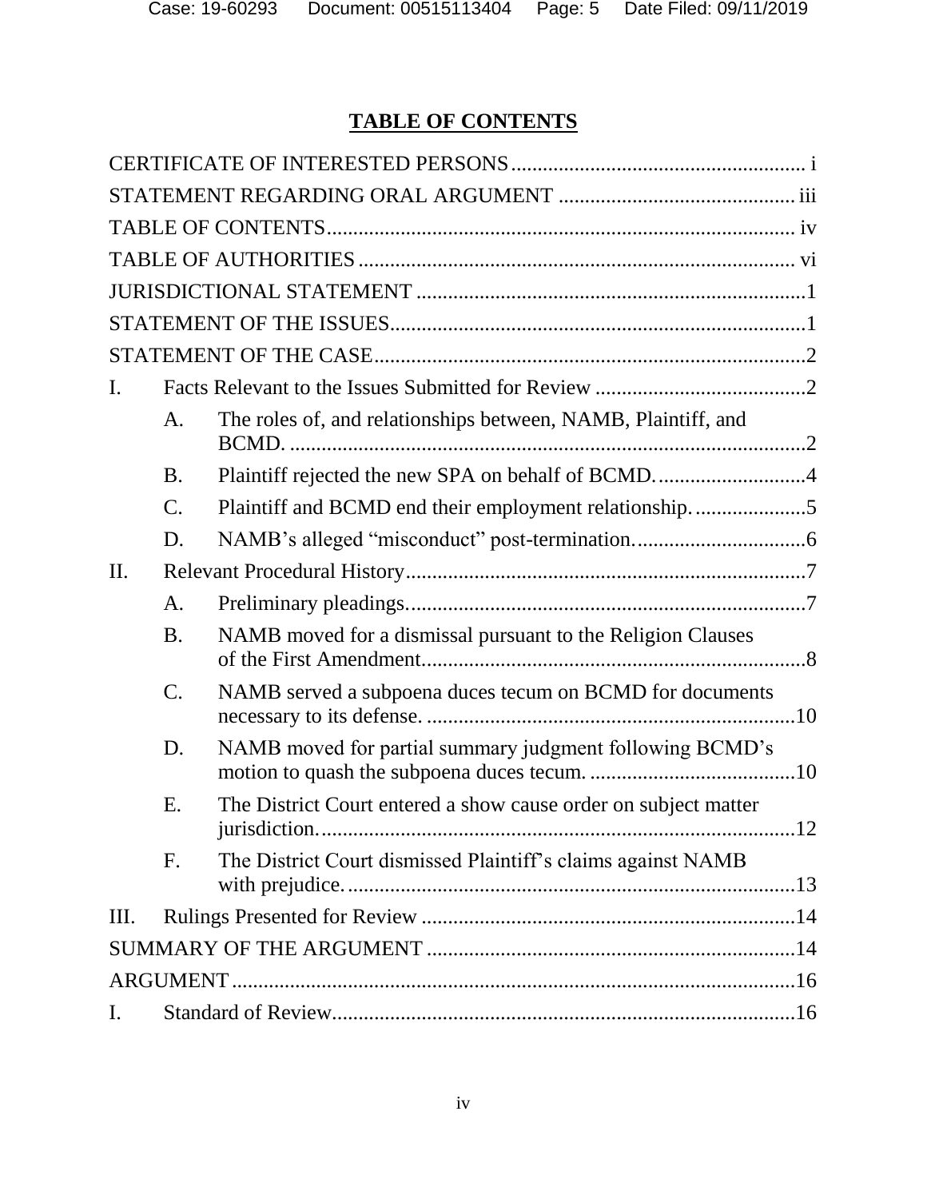## TABLE OF CONTENTS

CERTIFICATE OF INTERESTED PERSONS ........................................................ i

STATEMENT REGARDING ORAL ARGUMENT ............................................ iii

TABLE OF CONTENTS ......................................................................................... iv

TABLE OF AUTHORITIES .................................................................................. vi

JURISDICTIONAL STATEMENT .........................................................................1

STATEMENT OF THE ISSUES..............................................................................1

STATEMENT OF THE CASE .................................................................................2

I. Facts Relevant to the Issues Submitted for Review ........................................2

   A. The roles of, and relationships between, NAMB, Plaintiff, and BCMD. .................................................................................................2

   B. Plaintiff rejected the new SPA on behalf of BCMD. ............................4

   C. Plaintiff and BCMD end their employment relationship. .....................5

   D. NAMB's alleged "misconduct" post-termination. ................................6

II. Relevant Procedural History ...........................................................................7

   A. Preliminary pleadings. ..........................................................................7

   B. NAMB moved for a dismissal pursuant to the Religion Clauses of the First Amendment. .......................................................................8

   C. NAMB served a subpoena duces tecum on BCMD for documents necessary to its defense. ......................................................................10

   D. NAMB moved for partial summary judgment following BCMD's motion to quash the subpoena duces tecum. .......................................10

   E. The District Court entered a show cause order on subject matter jurisdiction. .........................................................................................12

   F. The District Court dismissed Plaintiff's claims against NAMB with prejudice. .....................................................................................13

III. Rulings Presented for Review .......................................................................14

SUMMARY OF THE ARGUMENT .....................................................................14

ARGUMENT ..........................................................................................................16

I. Standard of Review........................................................................................16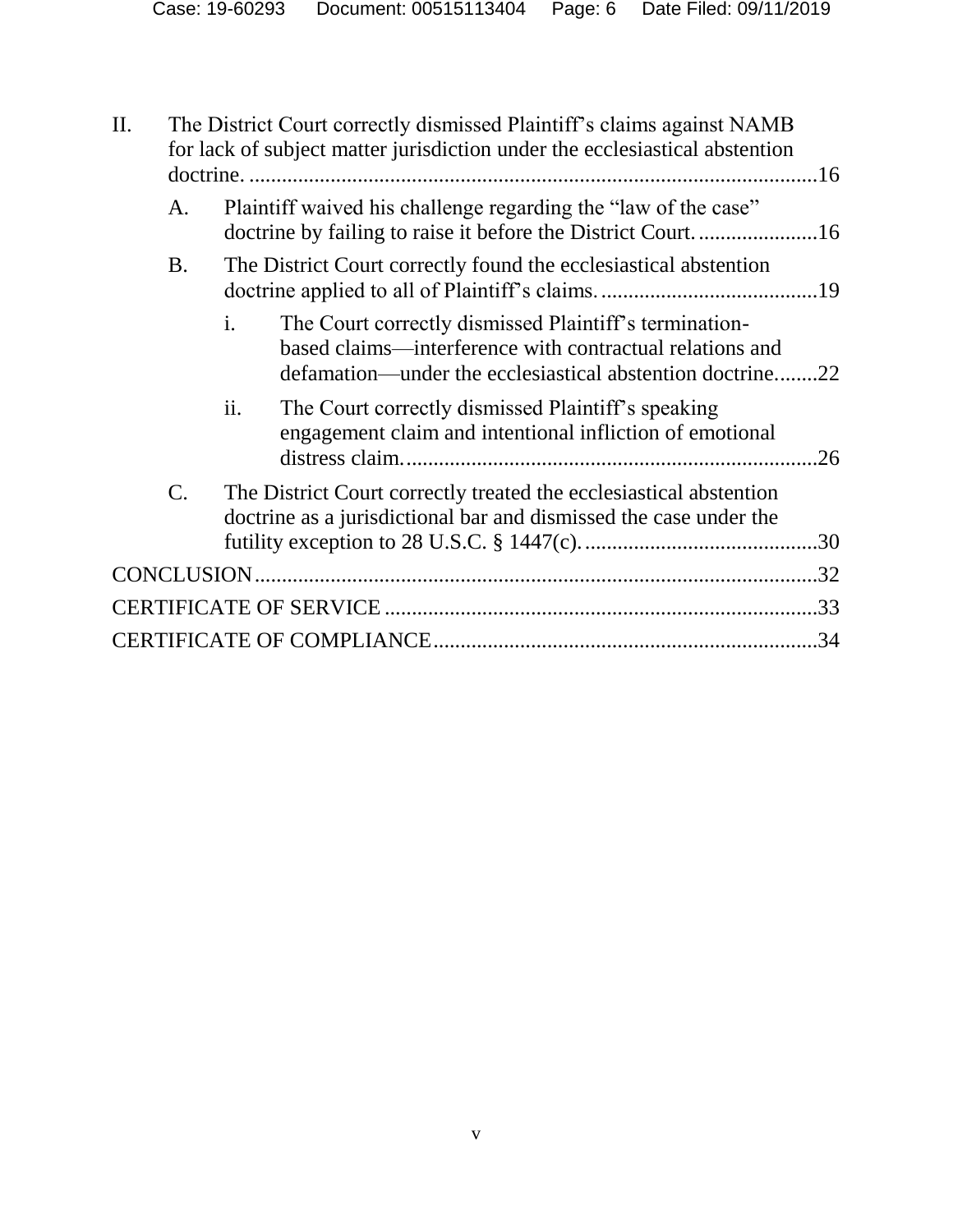II. The District Court correctly dismissed Plaintiff's claims against NAMB for lack of subject matter jurisdiction under the ecclesiastical abstention doctrine. ....................16

   A. Plaintiff waived his challenge regarding the "law of the case" doctrine by failing to raise it before the District Court. ....................16

   B. The District Court correctly found the ecclesiastical abstention doctrine applied to all of Plaintiff's claims. ....................19

      i. The Court correctly dismissed Plaintiff's termination-based claims—interference with contractual relations and defamation—under the ecclesiastical abstention doctrine. ....................22

      ii. The Court correctly dismissed Plaintiff's speaking engagement claim and intentional infliction of emotional distress claim. ....................26

   C. The District Court correctly treated the ecclesiastical abstention doctrine as a jurisdictional bar and dismissed the case under the futility exception to 28 U.S.C. § 1447(c). ....................30

CONCLUSION ....................32

CERTIFICATE OF SERVICE ....................33

CERTIFICATE OF COMPLIANCE ....................34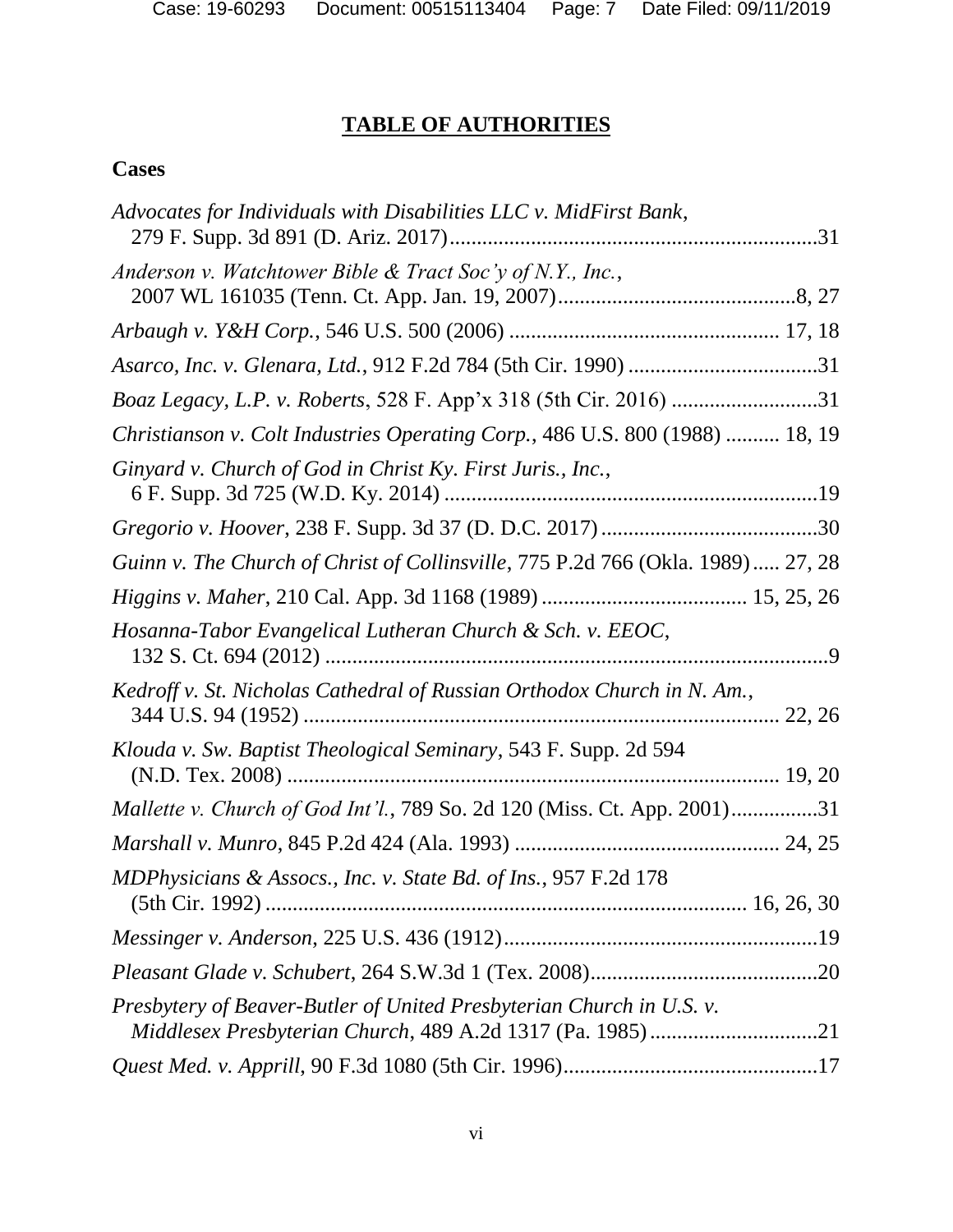# TABLE OF AUTHORITIES

## Cases

*Advocates for Individuals with Disabilities LLC v. MidFirst Bank*, 279 F. Supp. 3d 891 (D. Ariz. 2017) ....................................................................31

*Anderson v. Watchtower Bible & Tract Soc'y of N.Y., Inc.*, 2007 WL 161035 (Tenn. Ct. App. Jan. 19, 2007) ............................................8, 27

*Arbaugh v. Y&H Corp.*, 546 U.S. 500 (2006) ................................................. 17, 18

*Asarco, Inc. v. Glenara, Ltd.*, 912 F.2d 784 (5th Cir. 1990) ...................................31

*Boaz Legacy, L.P. v. Roberts*, 528 F. App'x 318 (5th Cir. 2016) ...........................31

*Christianson v. Colt Industries Operating Corp.*, 486 U.S. 800 (1988) .......... 18, 19

*Ginyard v. Church of God in Christ Ky. First Juris., Inc.*, 6 F. Supp. 3d 725 (W.D. Ky. 2014) ....................................................................19

*Gregorio v. Hoover*, 238 F. Supp. 3d 37 (D. D.C. 2017) .........................................30

*Guinn v. The Church of Christ of Collinsville*, 775 P.2d 766 (Okla. 1989) ..... 27, 28

*Higgins v. Maher*, 210 Cal. App. 3d 1168 (1989) ...................................... 15, 25, 26

*Hosanna-Tabor Evangelical Lutheran Church & Sch. v. EEOC*, 132 S. Ct. 694 (2012) ............................................................................................9

*Kedroff v. St. Nicholas Cathedral of Russian Orthodox Church in N. Am.*, 344 U.S. 94 (1952) ........................................................................................ 22, 26

*Klouda v. Sw. Baptist Theological Seminary*, 543 F. Supp. 2d 594 (N.D. Tex. 2008) ........................................................................................... 19, 20

*Mallette v. Church of God Int'l.*, 789 So. 2d 120 (Miss. Ct. App. 2001)................31

*Marshall v. Munro*, 845 P.2d 424 (Ala. 1993) ................................................ 24, 25

*MDPhysicians & Assocs., Inc. v. State Bd. of Ins.*, 957 F.2d 178 (5th Cir. 1992) ........................................................................................ 16, 26, 30

*Messinger v. Anderson*, 225 U.S. 436 (1912)...........................................................19

*Pleasant Glade v. Schubert*, 264 S.W.3d 1 (Tex. 2008)...........................................20

*Presbytery of Beaver-Butler of United Presbyterian Church in U.S. v. Middlesex Presbyterian Church*, 489 A.2d 1317 (Pa. 1985) ...............................21

*Quest Med. v. Apprill*, 90 F.3d 1080 (5th Cir. 1996)...............................................17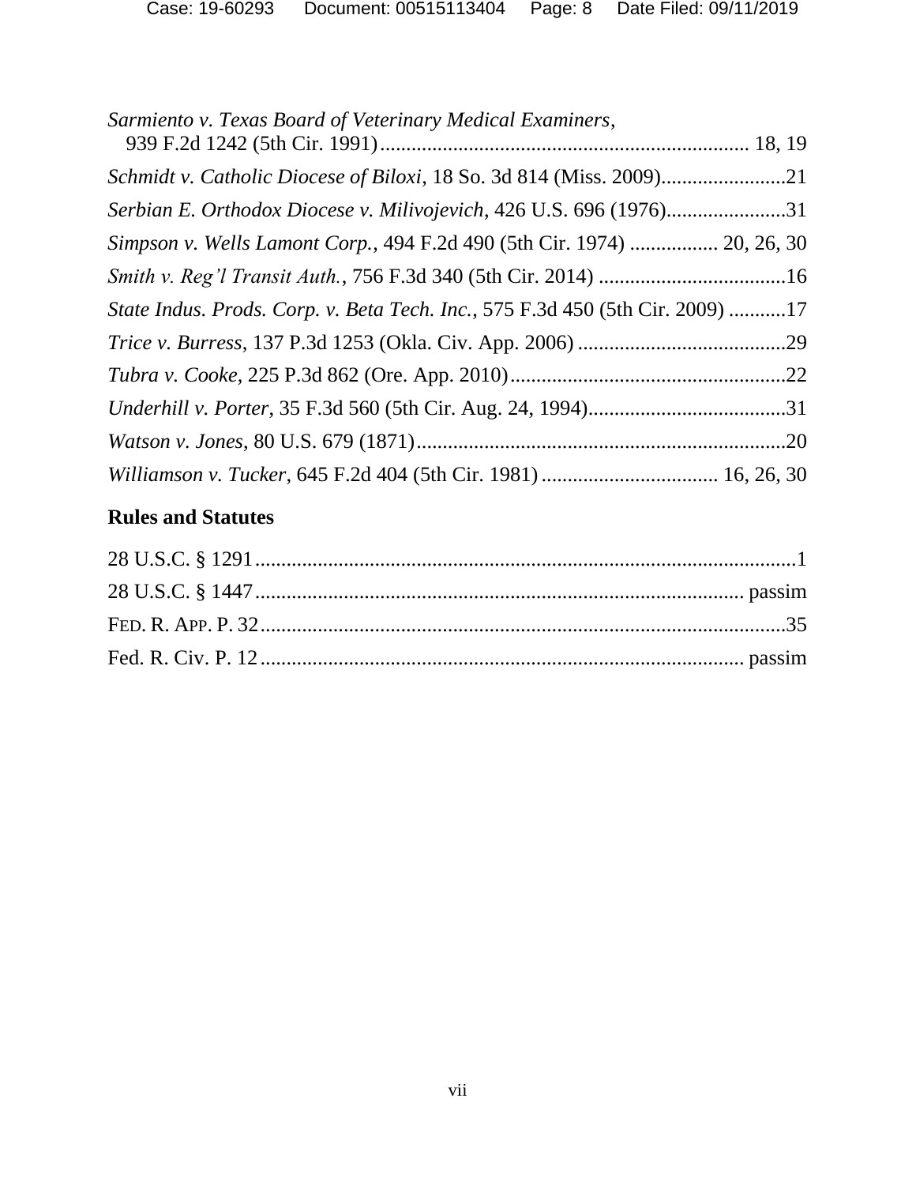*Sarmiento v. Texas Board of Veterinary Medical Examiners*, 939 F.2d 1242 (5th Cir. 1991)...................................................................... 18, 19

*Schmidt v. Catholic Diocese of Biloxi*, 18 So. 3d 814 (Miss. 2009)........................21

*Serbian E. Orthodox Diocese v. Milivojevich*, 426 U.S. 696 (1976).......................31

*Simpson v. Wells Lamont Corp.*, 494 F.2d 490 (5th Cir. 1974) ................. 20, 26, 30

*Smith v. Reg'l Transit Auth.*, 756 F.3d 340 (5th Cir. 2014) ....................................16

*State Indus. Prods. Corp. v. Beta Tech. Inc.*, 575 F.3d 450 (5th Cir. 2009) ...........17

*Trice v. Burress*, 137 P.3d 1253 (Okla. Civ. App. 2006) ........................................29

*Tubra v. Cooke*, 225 P.3d 862 (Ore. App. 2010)......................................................22

*Underhill v. Porter*, 35 F.3d 560 (5th Cir. Aug. 24, 1994)......................................31

*Watson v. Jones*, 80 U.S. 679 (1871)........................................................................20

*Williamson v. Tucker*, 645 F.2d 404 (5th Cir. 1981) .................................. 16, 26, 30

## Rules and Statutes

28 U.S.C. § 1291.........................................................................................................1

28 U.S.C. § 1447............................................................................................. passim

FED. R. APP. P. 32......................................................................................................35

Fed. R. Civ. P. 12............................................................................................ passim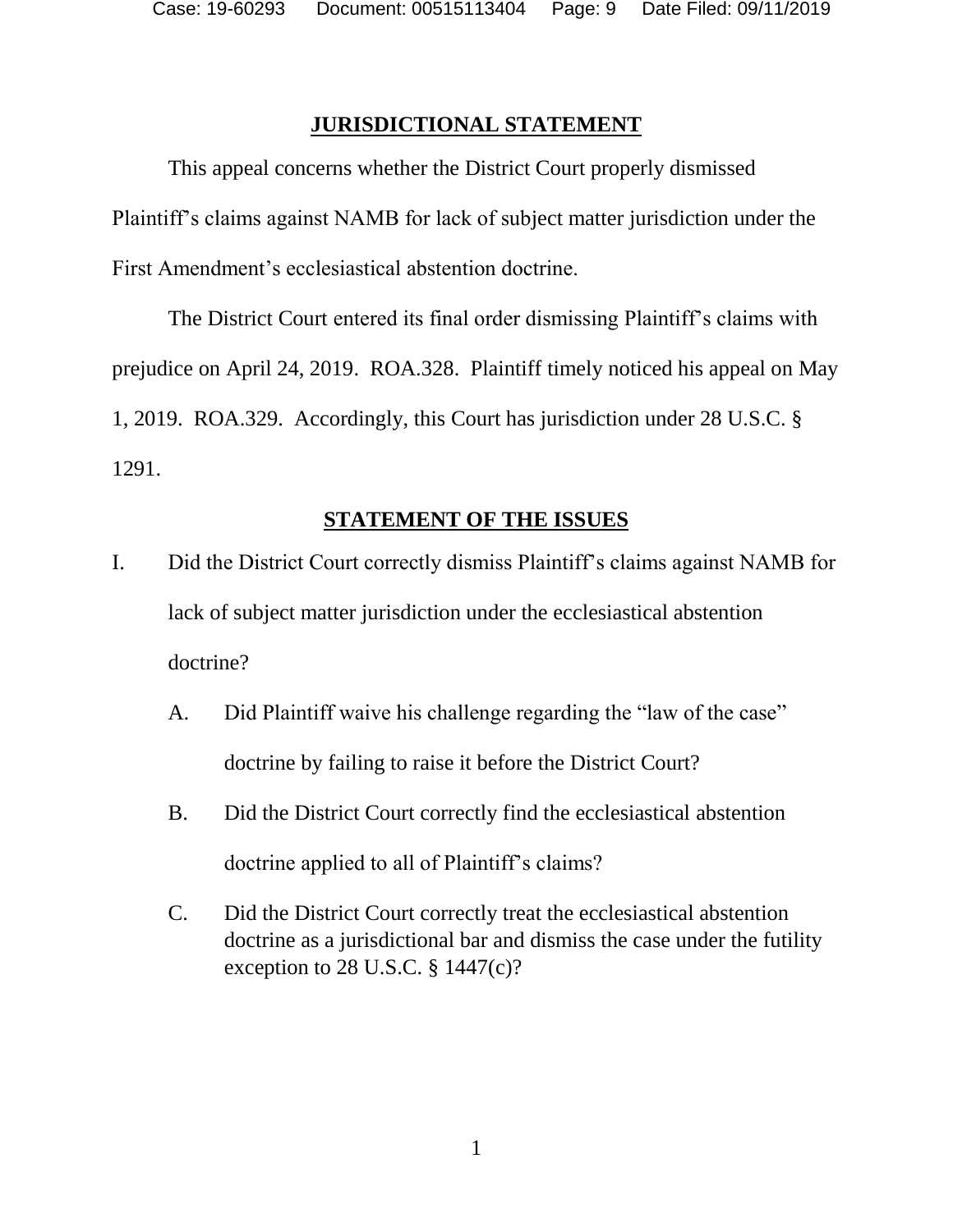## JURISDICTIONAL STATEMENT

This appeal concerns whether the District Court properly dismissed Plaintiff's claims against NAMB for lack of subject matter jurisdiction under the First Amendment's ecclesiastical abstention doctrine.

The District Court entered its final order dismissing Plaintiff's claims with prejudice on April 24, 2019. ROA.328. Plaintiff timely noticed his appeal on May 1, 2019. ROA.329. Accordingly, this Court has jurisdiction under 28 U.S.C. § 1291.

## STATEMENT OF THE ISSUES

I. Did the District Court correctly dismiss Plaintiff's claims against NAMB for lack of subject matter jurisdiction under the ecclesiastical abstention doctrine?

   A. Did Plaintiff waive his challenge regarding the "law of the case" doctrine by failing to raise it before the District Court?

   B. Did the District Court correctly find the ecclesiastical abstention doctrine applied to all of Plaintiff's claims?

   C. Did the District Court correctly treat the ecclesiastical abstention doctrine as a jurisdictional bar and dismiss the case under the futility exception to 28 U.S.C. § 1447(c)?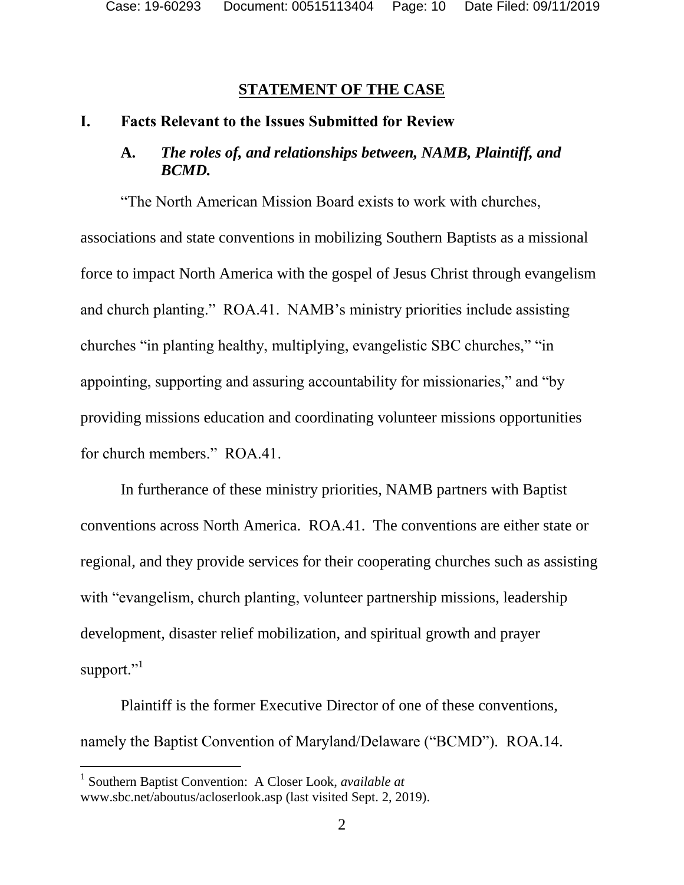## STATEMENT OF THE CASE

### I. Facts Relevant to the Issues Submitted for Review

#### A. *The roles of, and relationships between, NAMB, Plaintiff, and BCMD.*

"The North American Mission Board exists to work with churches, associations and state conventions in mobilizing Southern Baptists as a missional force to impact North America with the gospel of Jesus Christ through evangelism and church planting." ROA.41. NAMB's ministry priorities include assisting churches "in planting healthy, multiplying, evangelistic SBC churches," "in appointing, supporting and assuring accountability for missionaries," and "by providing missions education and coordinating volunteer missions opportunities for church members." ROA.41.

In furtherance of these ministry priorities, NAMB partners with Baptist conventions across North America. ROA.41. The conventions are either state or regional, and they provide services for their cooperating churches such as assisting with "evangelism, church planting, volunteer partnership missions, leadership development, disaster relief mobilization, and spiritual growth and prayer support."[1]

Plaintiff is the former Executive Director of one of these conventions, namely the Baptist Convention of Maryland/Delaware ("BCMD"). ROA.14.

[1] Southern Baptist Convention: A Closer Look, *available at* www.sbc.net/aboutus/acloserlook.asp (last visited Sept. 2, 2019).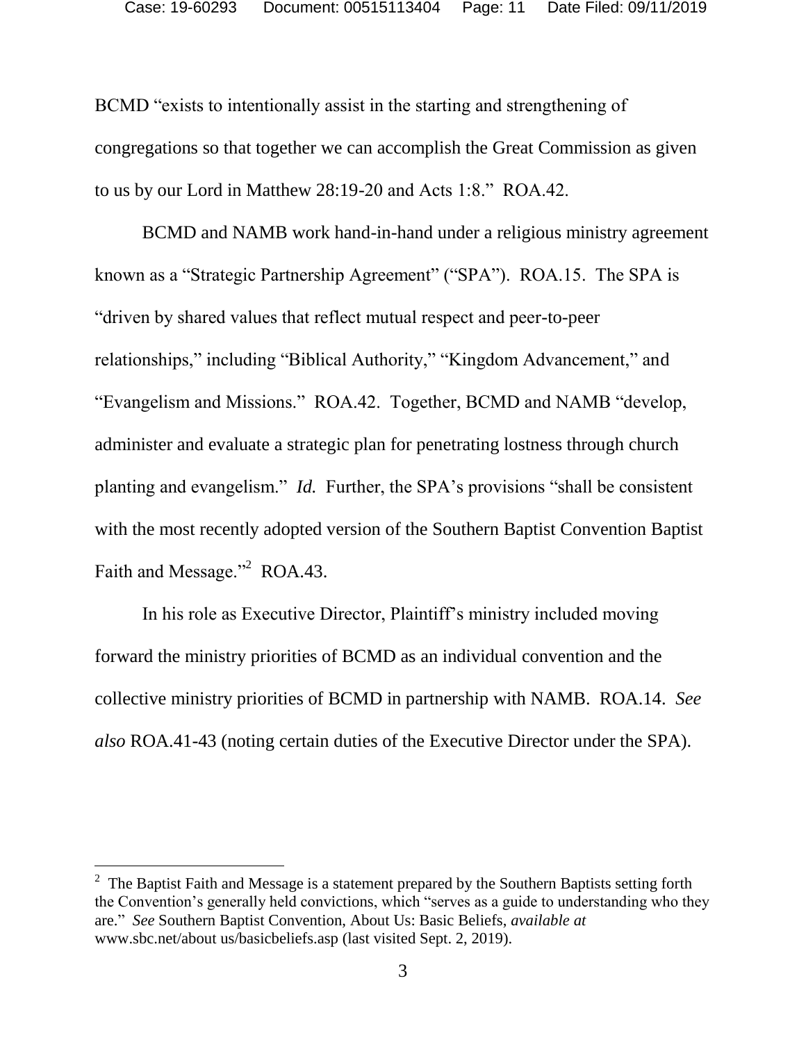BCMD "exists to intentionally assist in the starting and strengthening of congregations so that together we can accomplish the Great Commission as given to us by our Lord in Matthew 28:19-20 and Acts 1:8." ROA.42.

BCMD and NAMB work hand-in-hand under a religious ministry agreement known as a "Strategic Partnership Agreement" ("SPA"). ROA.15. The SPA is "driven by shared values that reflect mutual respect and peer-to-peer relationships," including "Biblical Authority," "Kingdom Advancement," and "Evangelism and Missions." ROA.42. Together, BCMD and NAMB "develop, administer and evaluate a strategic plan for penetrating lostness through church planting and evangelism." *Id.* Further, the SPA's provisions "shall be consistent with the most recently adopted version of the Southern Baptist Convention Baptist Faith and Message."[2] ROA.43.

In his role as Executive Director, Plaintiff's ministry included moving forward the ministry priorities of BCMD as an individual convention and the collective ministry priorities of BCMD in partnership with NAMB. ROA.14. *See also* ROA.41-43 (noting certain duties of the Executive Director under the SPA).

---

[2] The Baptist Faith and Message is a statement prepared by the Southern Baptists setting forth the Convention's generally held convictions, which "serves as a guide to understanding who they are." *See* Southern Baptist Convention, About Us: Basic Beliefs, *available at* www.sbc.net/about us/basicbeliefs.asp (last visited Sept. 2, 2019).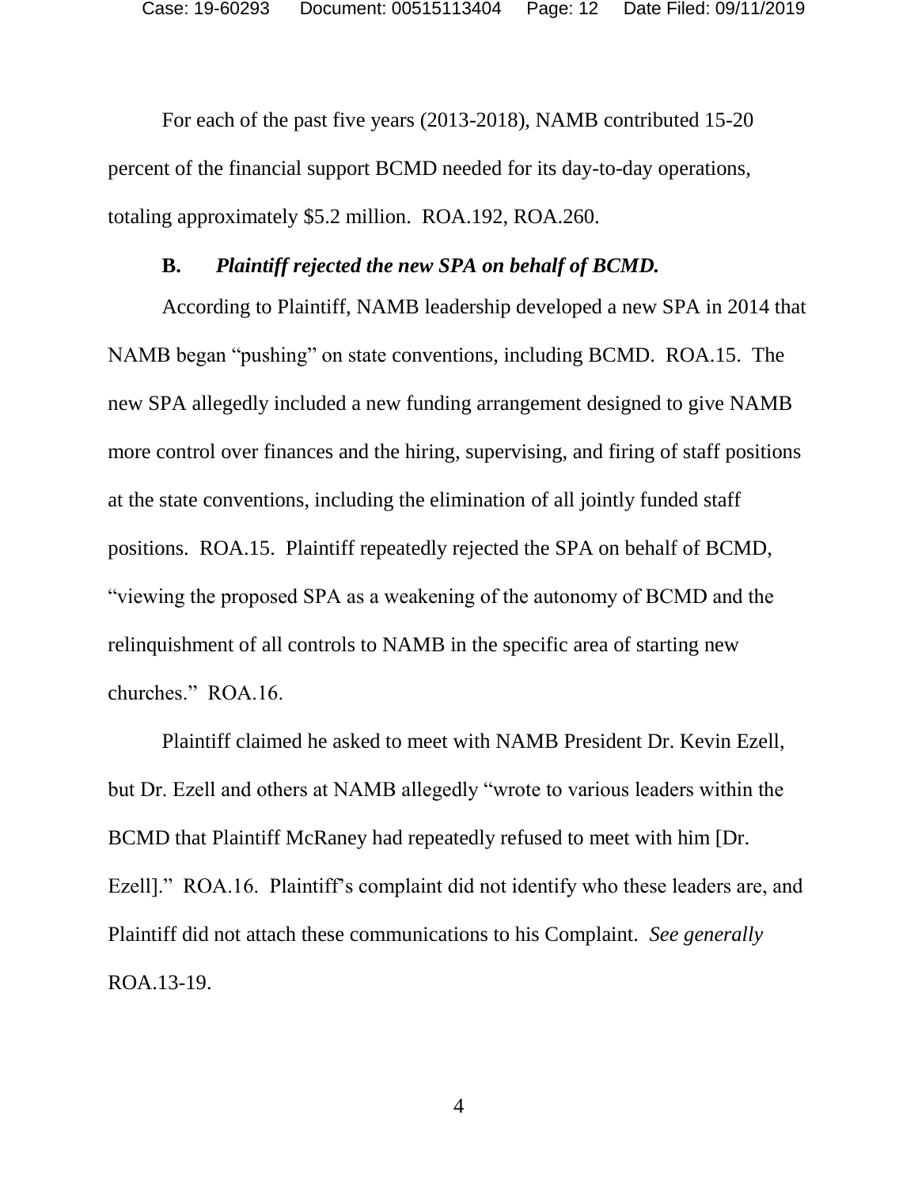For each of the past five years (2013-2018), NAMB contributed 15-20 percent of the financial support BCMD needed for its day-to-day operations, totaling approximately $5.2 million. ROA.192, ROA.260.

### B. *Plaintiff rejected the new SPA on behalf of BCMD.*

According to Plaintiff, NAMB leadership developed a new SPA in 2014 that NAMB began "pushing" on state conventions, including BCMD. ROA.15. The new SPA allegedly included a new funding arrangement designed to give NAMB more control over finances and the hiring, supervising, and firing of staff positions at the state conventions, including the elimination of all jointly funded staff positions. ROA.15. Plaintiff repeatedly rejected the SPA on behalf of BCMD, "viewing the proposed SPA as a weakening of the autonomy of BCMD and the relinquishment of all controls to NAMB in the specific area of starting new churches." ROA.16.

Plaintiff claimed he asked to meet with NAMB President Dr. Kevin Ezell, but Dr. Ezell and others at NAMB allegedly "wrote to various leaders within the BCMD that Plaintiff McRaney had repeatedly refused to meet with him [Dr. Ezell]." ROA.16. Plaintiff's complaint did not identify who these leaders are, and Plaintiff did not attach these communications to his Complaint. *See generally* ROA.13-19.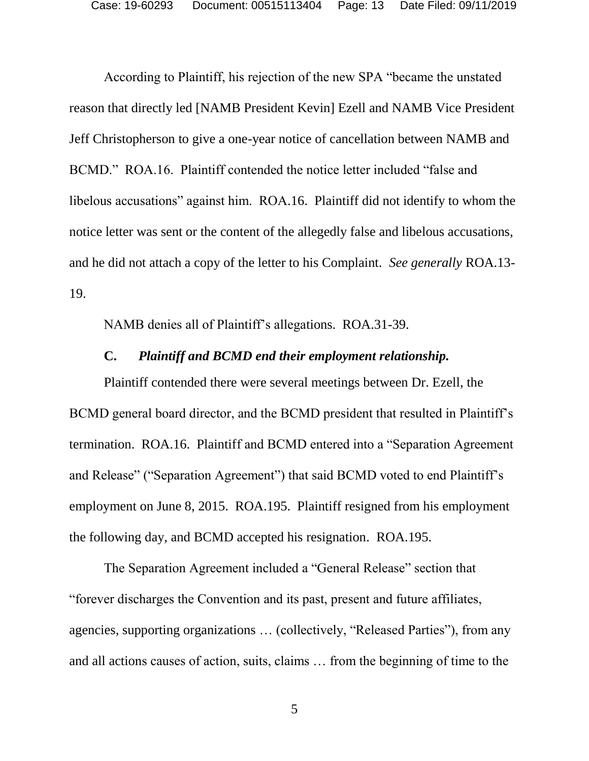According to Plaintiff, his rejection of the new SPA "became the unstated reason that directly led [NAMB President Kevin] Ezell and NAMB Vice President Jeff Christopherson to give a one-year notice of cancellation between NAMB and BCMD." ROA.16. Plaintiff contended the notice letter included "false and libelous accusations" against him. ROA.16. Plaintiff did not identify to whom the notice letter was sent or the content of the allegedly false and libelous accusations, and he did not attach a copy of the letter to his Complaint. *See generally* ROA.13-19.

NAMB denies all of Plaintiff's allegations. ROA.31-39.

### C. *Plaintiff and BCMD end their employment relationship.*

Plaintiff contended there were several meetings between Dr. Ezell, the BCMD general board director, and the BCMD president that resulted in Plaintiff's termination. ROA.16. Plaintiff and BCMD entered into a "Separation Agreement and Release" ("Separation Agreement") that said BCMD voted to end Plaintiff's employment on June 8, 2015. ROA.195. Plaintiff resigned from his employment the following day, and BCMD accepted his resignation. ROA.195.

The Separation Agreement included a "General Release" section that "forever discharges the Convention and its past, present and future affiliates, agencies, supporting organizations … (collectively, "Released Parties"), from any and all actions causes of action, suits, claims … from the beginning of time to the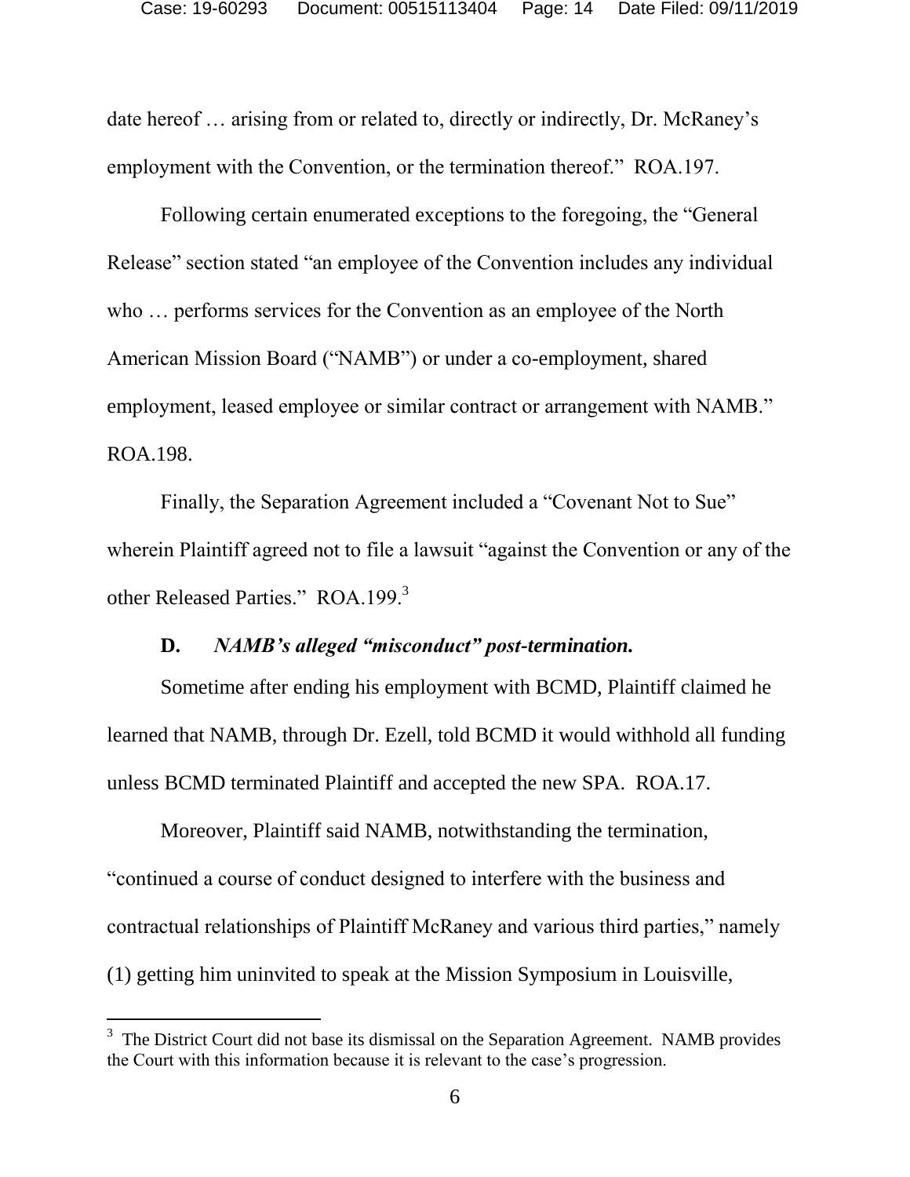date hereof … arising from or related to, directly or indirectly, Dr. McRaney's employment with the Convention, or the termination thereof." ROA.197.

Following certain enumerated exceptions to the foregoing, the "General Release" section stated "an employee of the Convention includes any individual who … performs services for the Convention as an employee of the North American Mission Board ("NAMB") or under a co-employment, shared employment, leased employee or similar contract or arrangement with NAMB." ROA.198.

Finally, the Separation Agreement included a "Covenant Not to Sue" wherein Plaintiff agreed not to file a lawsuit "against the Convention or any of the other Released Parties." ROA.199.[3]

### D. *NAMB's alleged "misconduct" post-termination.*

Sometime after ending his employment with BCMD, Plaintiff claimed he learned that NAMB, through Dr. Ezell, told BCMD it would withhold all funding unless BCMD terminated Plaintiff and accepted the new SPA. ROA.17.

Moreover, Plaintiff said NAMB, notwithstanding the termination, "continued a course of conduct designed to interfere with the business and contractual relationships of Plaintiff McRaney and various third parties," namely (1) getting him uninvited to speak at the Mission Symposium in Louisville,

---

[3] The District Court did not base its dismissal on the Separation Agreement. NAMB provides the Court with this information because it is relevant to the case's progression.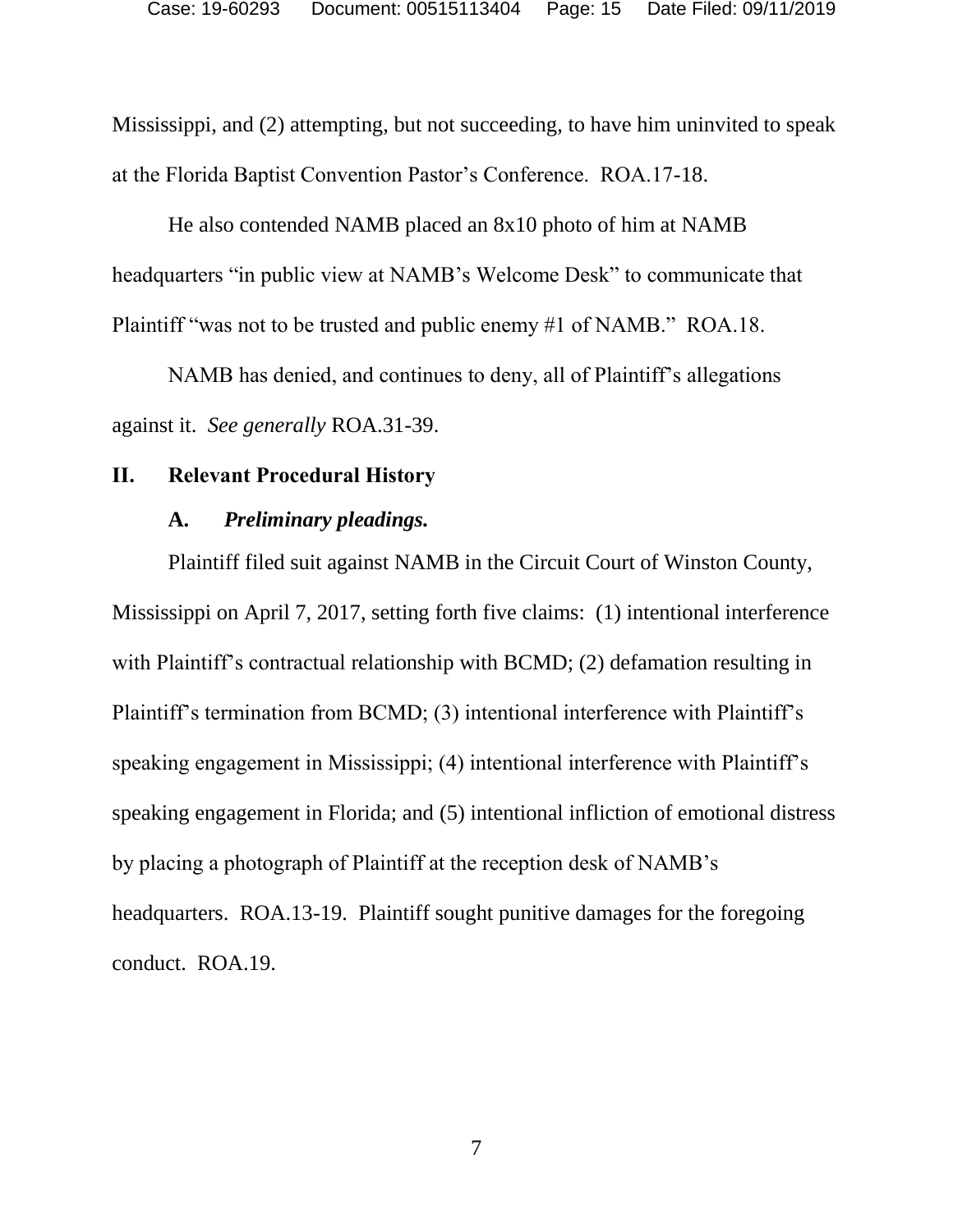Mississippi, and (2) attempting, but not succeeding, to have him uninvited to speak at the Florida Baptist Convention Pastor's Conference. ROA.17-18.

He also contended NAMB placed an 8x10 photo of him at NAMB headquarters "in public view at NAMB's Welcome Desk" to communicate that Plaintiff "was not to be trusted and public enemy #1 of NAMB." ROA.18.

NAMB has denied, and continues to deny, all of Plaintiff's allegations against it. *See generally* ROA.31-39.

## II. Relevant Procedural History

### A. *Preliminary pleadings.*

Plaintiff filed suit against NAMB in the Circuit Court of Winston County, Mississippi on April 7, 2017, setting forth five claims: (1) intentional interference with Plaintiff's contractual relationship with BCMD; (2) defamation resulting in Plaintiff's termination from BCMD; (3) intentional interference with Plaintiff's speaking engagement in Mississippi; (4) intentional interference with Plaintiff's speaking engagement in Florida; and (5) intentional infliction of emotional distress by placing a photograph of Plaintiff at the reception desk of NAMB's headquarters. ROA.13-19. Plaintiff sought punitive damages for the foregoing conduct. ROA.19.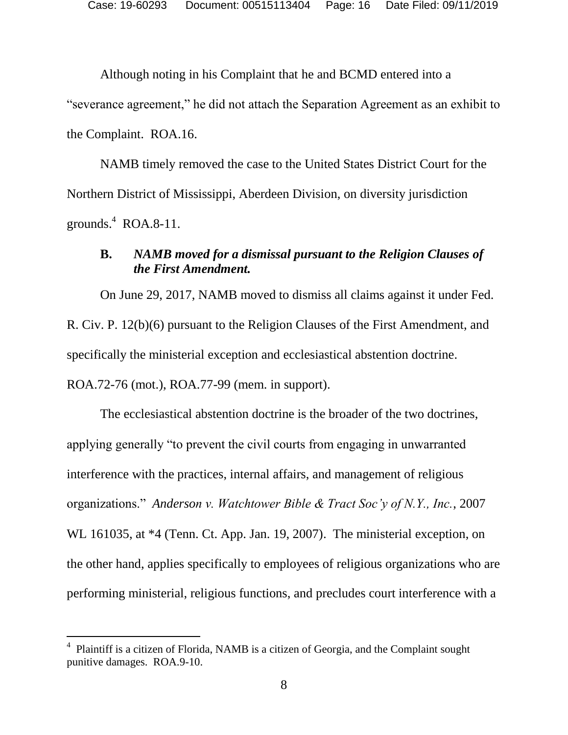Although noting in his Complaint that he and BCMD entered into a "severance agreement," he did not attach the Separation Agreement as an exhibit to the Complaint. ROA.16.

NAMB timely removed the case to the United States District Court for the Northern District of Mississippi, Aberdeen Division, on diversity jurisdiction grounds.[4] ROA.8-11.

### B. *NAMB moved for a dismissal pursuant to the Religion Clauses of the First Amendment.*

On June 29, 2017, NAMB moved to dismiss all claims against it under Fed. R. Civ. P. 12(b)(6) pursuant to the Religion Clauses of the First Amendment, and specifically the ministerial exception and ecclesiastical abstention doctrine. ROA.72-76 (mot.), ROA.77-99 (mem. in support).

The ecclesiastical abstention doctrine is the broader of the two doctrines, applying generally "to prevent the civil courts from engaging in unwarranted interference with the practices, internal affairs, and management of religious organizations." *Anderson v. Watchtower Bible & Tract Soc'y of N.Y., Inc.*, 2007 WL 161035, at *4 (Tenn. Ct. App. Jan. 19, 2007). The ministerial exception, on the other hand, applies specifically to employees of religious organizations who are performing ministerial, religious functions, and precludes court interference with a

[4] Plaintiff is a citizen of Florida, NAMB is a citizen of Georgia, and the Complaint sought punitive damages. ROA.9-10.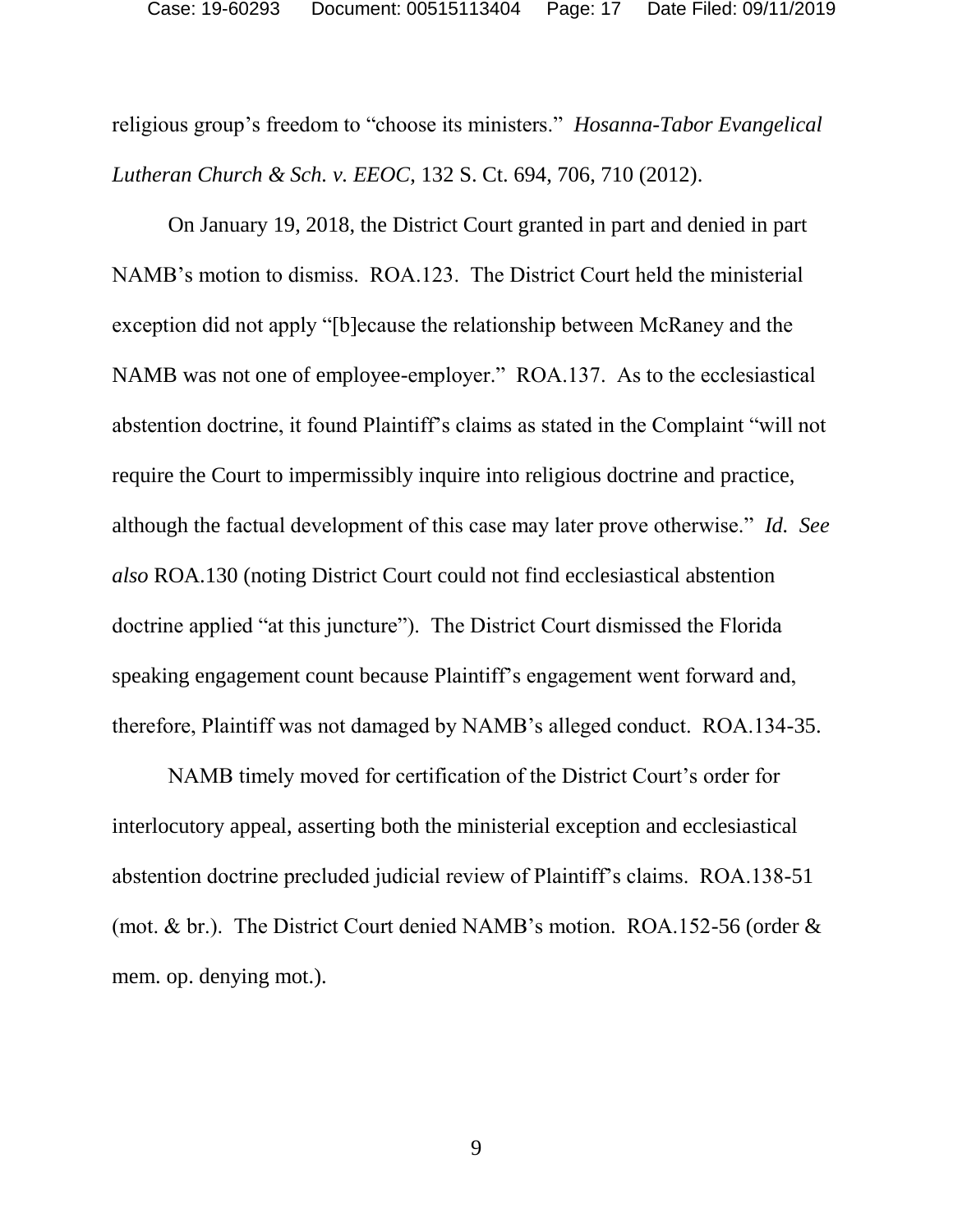religious group's freedom to "choose its ministers." *Hosanna-Tabor Evangelical Lutheran Church & Sch. v. EEOC*, 132 S. Ct. 694, 706, 710 (2012).

On January 19, 2018, the District Court granted in part and denied in part NAMB's motion to dismiss. ROA.123. The District Court held the ministerial exception did not apply "[b]ecause the relationship between McRaney and the NAMB was not one of employee-employer." ROA.137. As to the ecclesiastical abstention doctrine, it found Plaintiff's claims as stated in the Complaint "will not require the Court to impermissibly inquire into religious doctrine and practice, although the factual development of this case may later prove otherwise." *Id. See also* ROA.130 (noting District Court could not find ecclesiastical abstention doctrine applied "at this juncture"). The District Court dismissed the Florida speaking engagement count because Plaintiff's engagement went forward and, therefore, Plaintiff was not damaged by NAMB's alleged conduct. ROA.134-35.

NAMB timely moved for certification of the District Court's order for interlocutory appeal, asserting both the ministerial exception and ecclesiastical abstention doctrine precluded judicial review of Plaintiff's claims. ROA.138-51 (mot. & br.). The District Court denied NAMB's motion. ROA.152-56 (order & mem. op. denying mot.).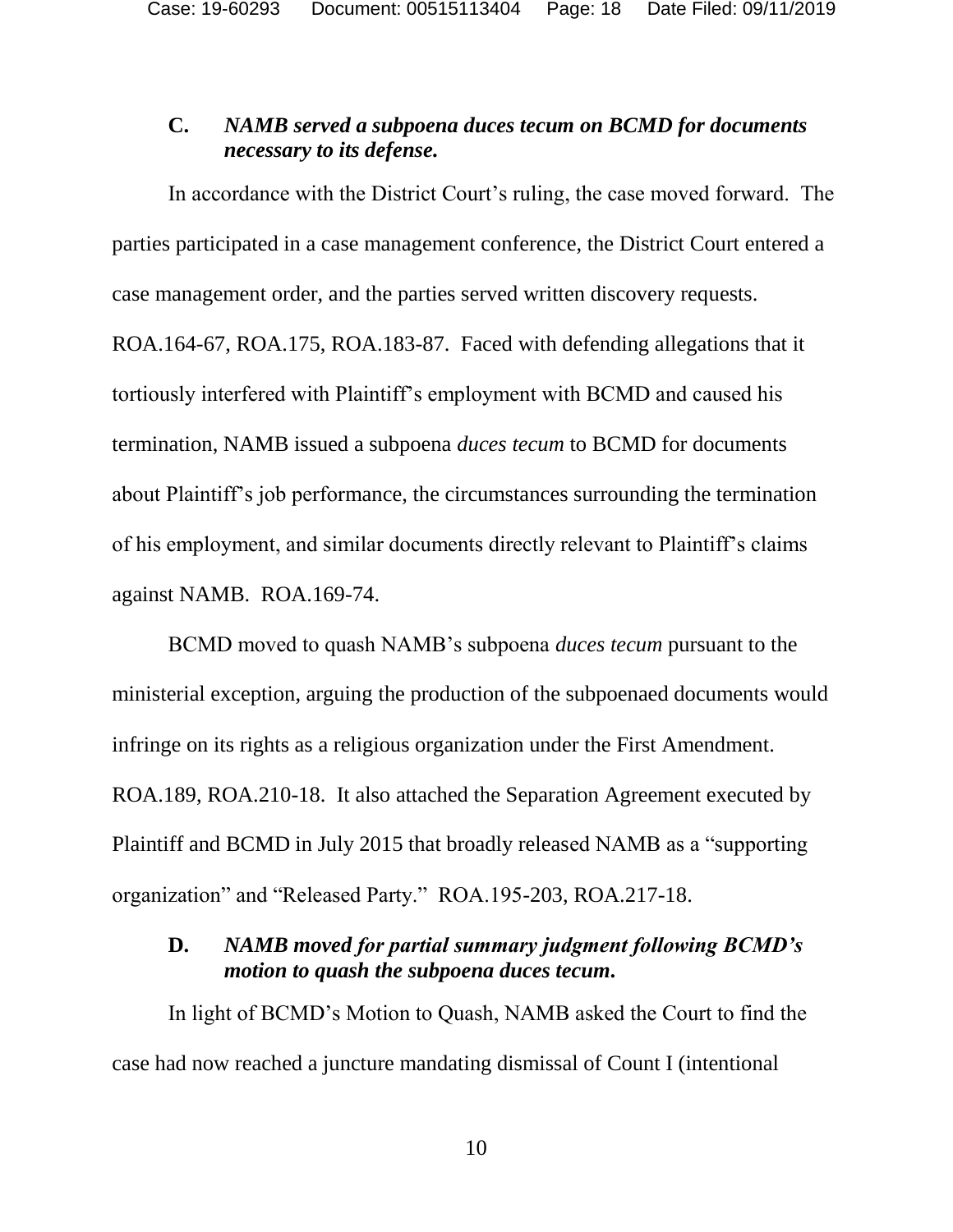### C. *NAMB served a subpoena duces tecum on BCMD for documents necessary to its defense.*

In accordance with the District Court's ruling, the case moved forward. The parties participated in a case management conference, the District Court entered a case management order, and the parties served written discovery requests. ROA.164-67, ROA.175, ROA.183-87. Faced with defending allegations that it tortiously interfered with Plaintiff's employment with BCMD and caused his termination, NAMB issued a subpoena *duces tecum* to BCMD for documents about Plaintiff's job performance, the circumstances surrounding the termination of his employment, and similar documents directly relevant to Plaintiff's claims against NAMB. ROA.169-74.

BCMD moved to quash NAMB's subpoena *duces tecum* pursuant to the ministerial exception, arguing the production of the subpoenaed documents would infringe on its rights as a religious organization under the First Amendment. ROA.189, ROA.210-18. It also attached the Separation Agreement executed by Plaintiff and BCMD in July 2015 that broadly released NAMB as a "supporting organization" and "Released Party." ROA.195-203, ROA.217-18.

### D. *NAMB moved for partial summary judgment following BCMD's motion to quash the subpoena duces tecum.*

In light of BCMD's Motion to Quash, NAMB asked the Court to find the case had now reached a juncture mandating dismissal of Count I (intentional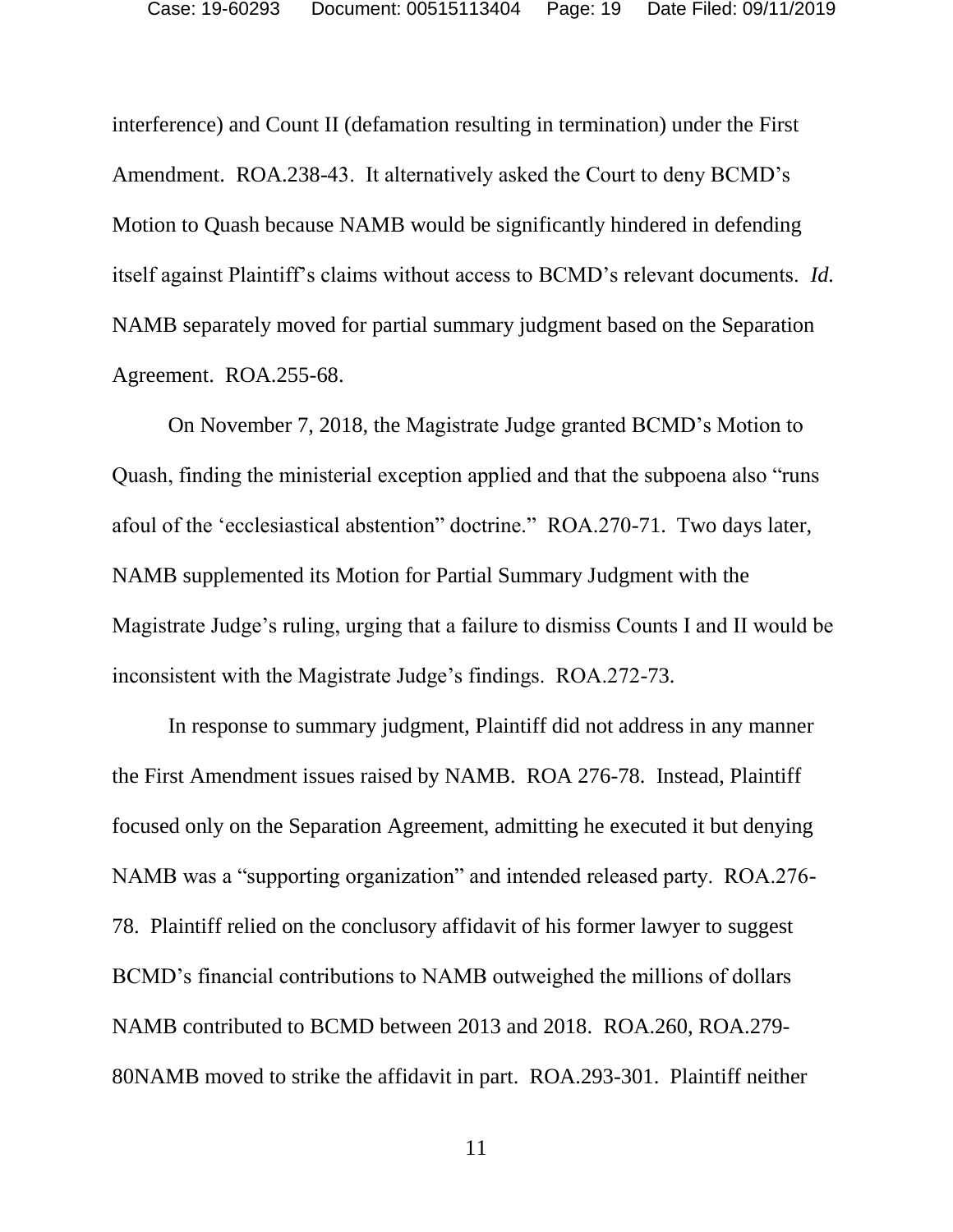interference) and Count II (defamation resulting in termination) under the First Amendment. ROA.238-43. It alternatively asked the Court to deny BCMD's Motion to Quash because NAMB would be significantly hindered in defending itself against Plaintiff's claims without access to BCMD's relevant documents. *Id.* NAMB separately moved for partial summary judgment based on the Separation Agreement. ROA.255-68.

On November 7, 2018, the Magistrate Judge granted BCMD's Motion to Quash, finding the ministerial exception applied and that the subpoena also "runs afoul of the 'ecclesiastical abstention" doctrine." ROA.270-71. Two days later, NAMB supplemented its Motion for Partial Summary Judgment with the Magistrate Judge's ruling, urging that a failure to dismiss Counts I and II would be inconsistent with the Magistrate Judge's findings. ROA.272-73.

In response to summary judgment, Plaintiff did not address in any manner the First Amendment issues raised by NAMB. ROA 276-78. Instead, Plaintiff focused only on the Separation Agreement, admitting he executed it but denying NAMB was a "supporting organization" and intended released party. ROA.276-78. Plaintiff relied on the conclusory affidavit of his former lawyer to suggest BCMD's financial contributions to NAMB outweighed the millions of dollars NAMB contributed to BCMD between 2013 and 2018. ROA.260, ROA.279-80NAMB moved to strike the affidavit in part. ROA.293-301. Plaintiff neither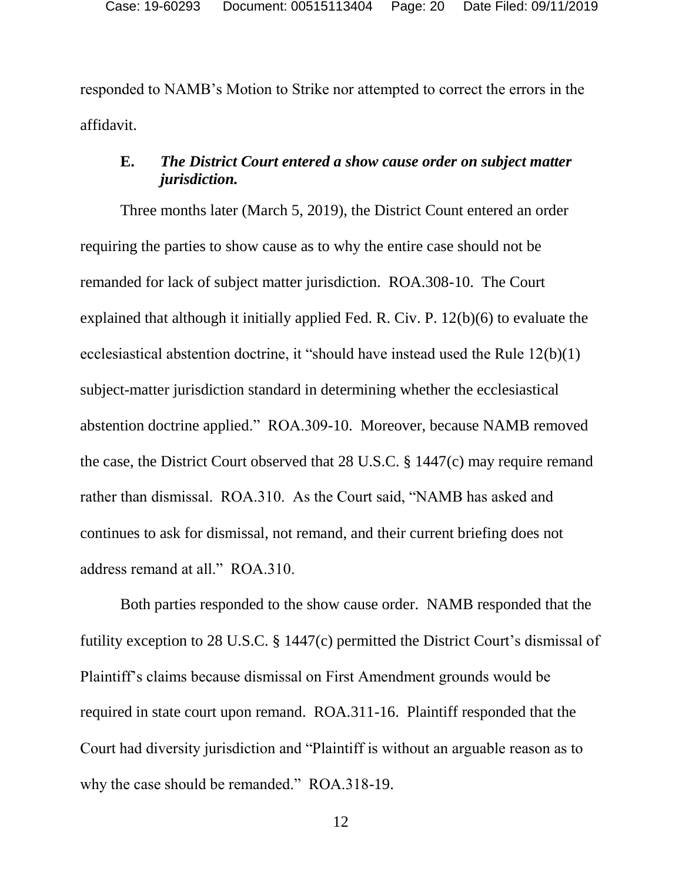responded to NAMB's Motion to Strike nor attempted to correct the errors in the affidavit.

### E. *The District Court entered a show cause order on subject matter jurisdiction.*

Three months later (March 5, 2019), the District Count entered an order requiring the parties to show cause as to why the entire case should not be remanded for lack of subject matter jurisdiction. ROA.308-10. The Court explained that although it initially applied Fed. R. Civ. P. 12(b)(6) to evaluate the ecclesiastical abstention doctrine, it "should have instead used the Rule 12(b)(1) subject-matter jurisdiction standard in determining whether the ecclesiastical abstention doctrine applied." ROA.309-10. Moreover, because NAMB removed the case, the District Court observed that 28 U.S.C. § 1447(c) may require remand rather than dismissal. ROA.310. As the Court said, "NAMB has asked and continues to ask for dismissal, not remand, and their current briefing does not address remand at all." ROA.310.

Both parties responded to the show cause order. NAMB responded that the futility exception to 28 U.S.C. § 1447(c) permitted the District Court's dismissal of Plaintiff's claims because dismissal on First Amendment grounds would be required in state court upon remand. ROA.311-16. Plaintiff responded that the Court had diversity jurisdiction and "Plaintiff is without an arguable reason as to why the case should be remanded." ROA.318-19.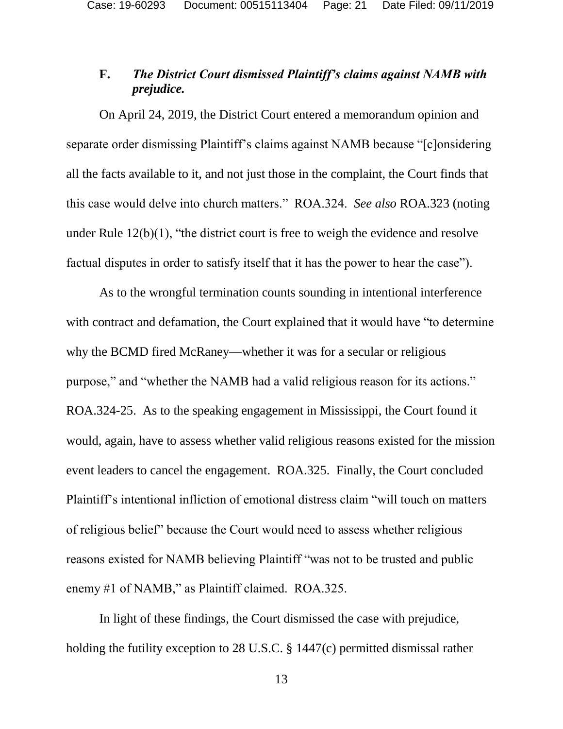### F. ***The District Court dismissed Plaintiff's claims against NAMB with prejudice.***

On April 24, 2019, the District Court entered a memorandum opinion and separate order dismissing Plaintiff's claims against NAMB because "[c]onsidering all the facts available to it, and not just those in the complaint, the Court finds that this case would delve into church matters." ROA.324. *See also* ROA.323 (noting under Rule 12(b)(1), "the district court is free to weigh the evidence and resolve factual disputes in order to satisfy itself that it has the power to hear the case").

As to the wrongful termination counts sounding in intentional interference with contract and defamation, the Court explained that it would have "to determine why the BCMD fired McRaney—whether it was for a secular or religious purpose," and "whether the NAMB had a valid religious reason for its actions." ROA.324-25. As to the speaking engagement in Mississippi, the Court found it would, again, have to assess whether valid religious reasons existed for the mission event leaders to cancel the engagement. ROA.325. Finally, the Court concluded Plaintiff's intentional infliction of emotional distress claim "will touch on matters of religious belief" because the Court would need to assess whether religious reasons existed for NAMB believing Plaintiff "was not to be trusted and public enemy #1 of NAMB," as Plaintiff claimed. ROA.325.

In light of these findings, the Court dismissed the case with prejudice, holding the futility exception to 28 U.S.C. § 1447(c) permitted dismissal rather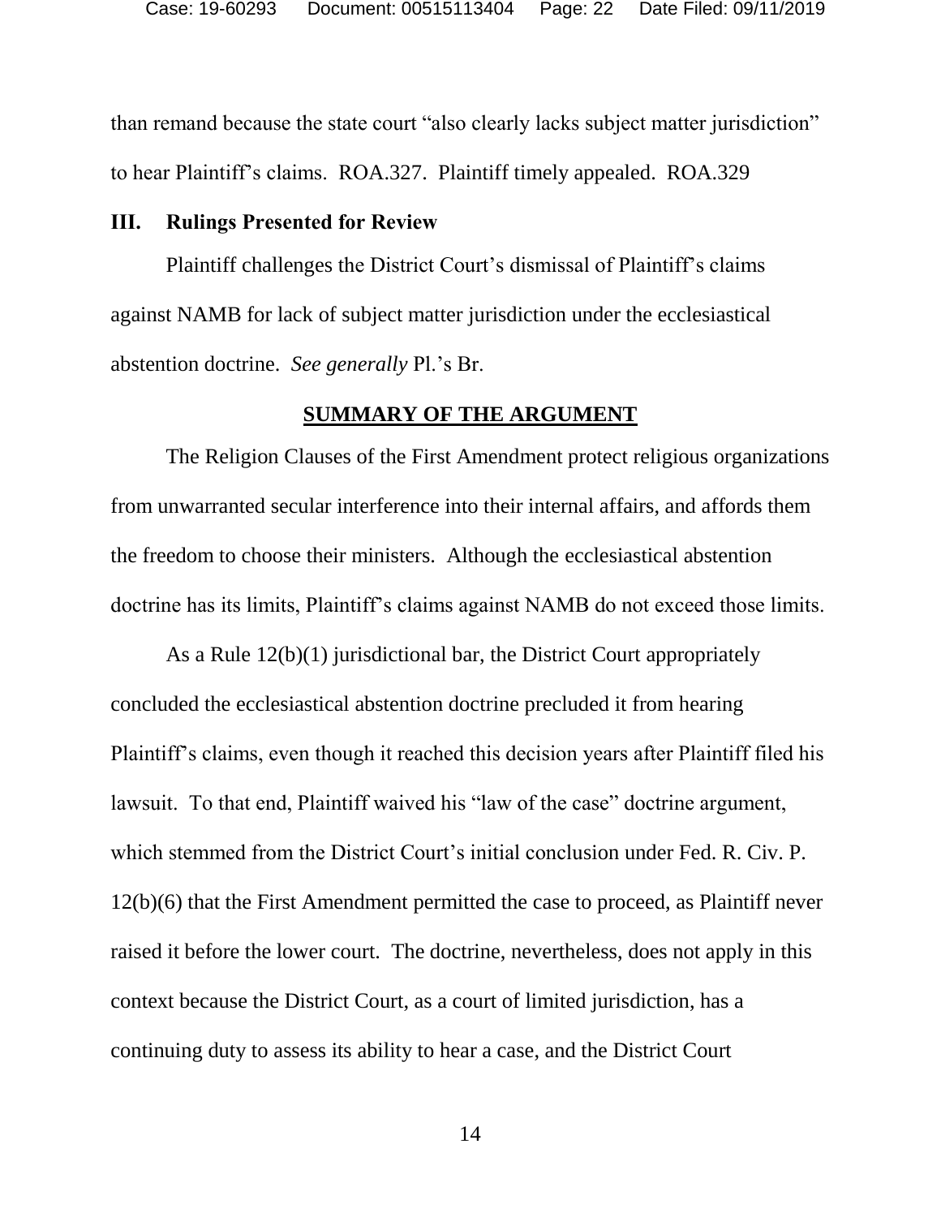than remand because the state court "also clearly lacks subject matter jurisdiction" to hear Plaintiff's claims. ROA.327. Plaintiff timely appealed. ROA.329

### III. Rulings Presented for Review

Plaintiff challenges the District Court's dismissal of Plaintiff's claims against NAMB for lack of subject matter jurisdiction under the ecclesiastical abstention doctrine. *See generally* Pl.'s Br.

## SUMMARY OF THE ARGUMENT

The Religion Clauses of the First Amendment protect religious organizations from unwarranted secular interference into their internal affairs, and affords them the freedom to choose their ministers. Although the ecclesiastical abstention doctrine has its limits, Plaintiff's claims against NAMB do not exceed those limits.

As a Rule 12(b)(1) jurisdictional bar, the District Court appropriately concluded the ecclesiastical abstention doctrine precluded it from hearing Plaintiff's claims, even though it reached this decision years after Plaintiff filed his lawsuit. To that end, Plaintiff waived his "law of the case" doctrine argument, which stemmed from the District Court's initial conclusion under Fed. R. Civ. P. 12(b)(6) that the First Amendment permitted the case to proceed, as Plaintiff never raised it before the lower court. The doctrine, nevertheless, does not apply in this context because the District Court, as a court of limited jurisdiction, has a continuing duty to assess its ability to hear a case, and the District Court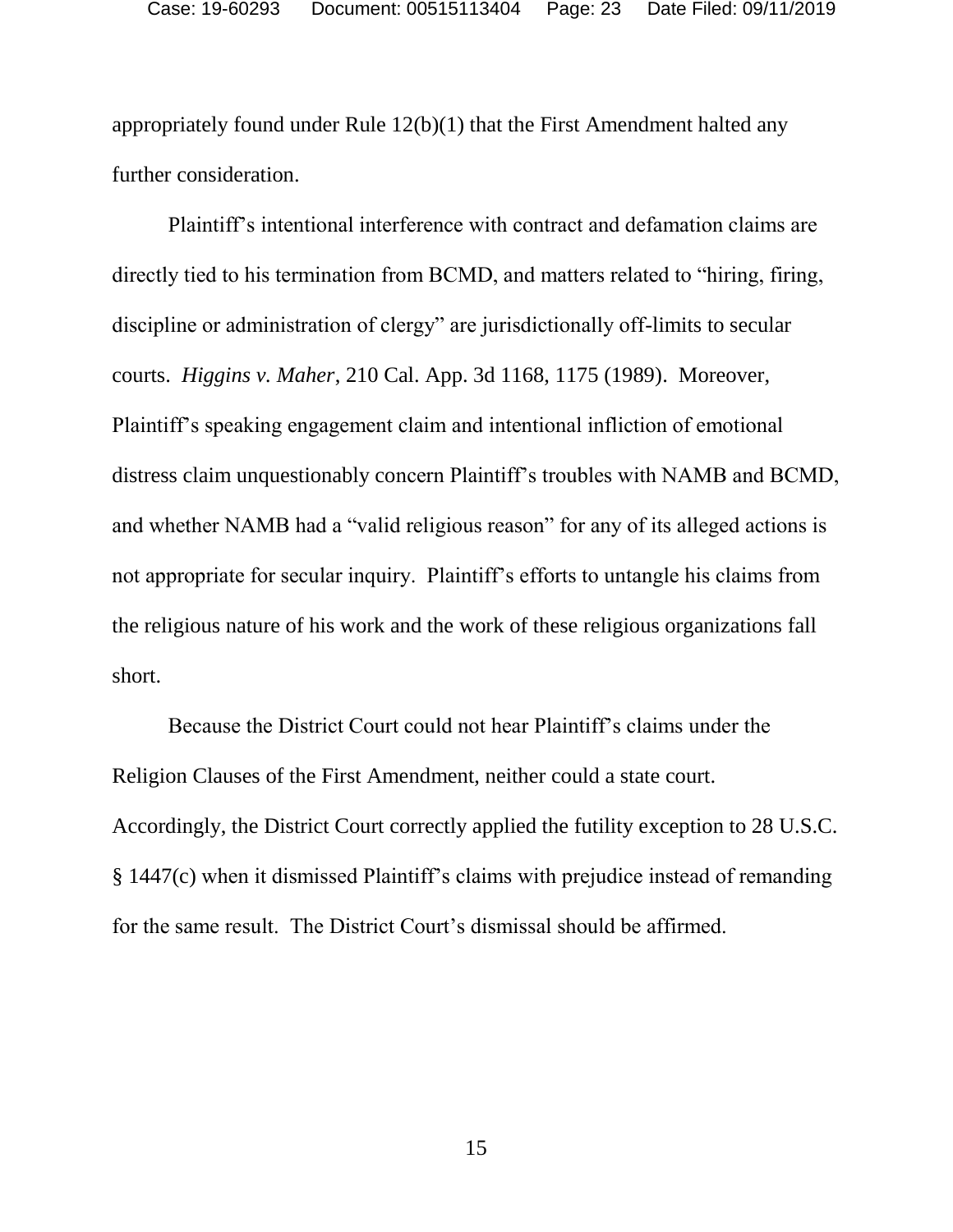appropriately found under Rule 12(b)(1) that the First Amendment halted any further consideration.

Plaintiff's intentional interference with contract and defamation claims are directly tied to his termination from BCMD, and matters related to "hiring, firing, discipline or administration of clergy" are jurisdictionally off-limits to secular courts. *Higgins v. Maher*, 210 Cal. App. 3d 1168, 1175 (1989). Moreover, Plaintiff's speaking engagement claim and intentional infliction of emotional distress claim unquestionably concern Plaintiff's troubles with NAMB and BCMD, and whether NAMB had a "valid religious reason" for any of its alleged actions is not appropriate for secular inquiry. Plaintiff's efforts to untangle his claims from the religious nature of his work and the work of these religious organizations fall short.

Because the District Court could not hear Plaintiff's claims under the Religion Clauses of the First Amendment, neither could a state court. Accordingly, the District Court correctly applied the futility exception to 28 U.S.C. § 1447(c) when it dismissed Plaintiff's claims with prejudice instead of remanding for the same result. The District Court's dismissal should be affirmed.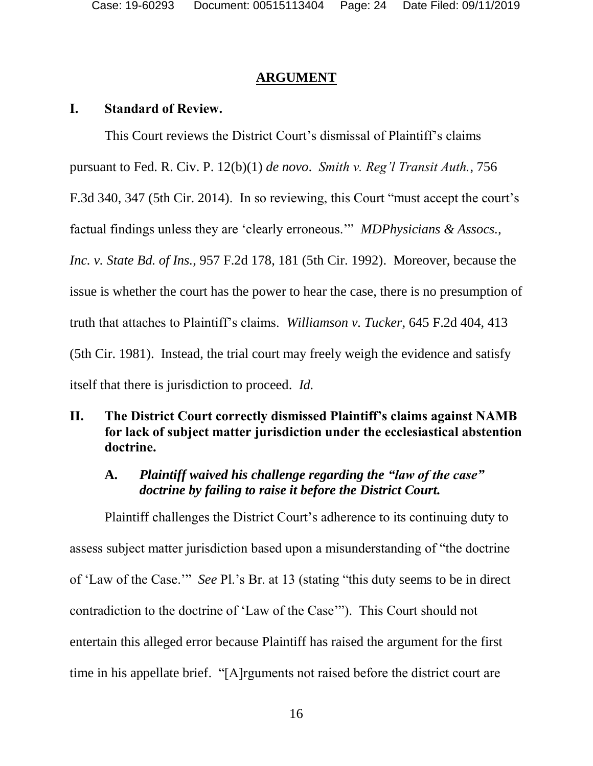## ARGUMENT

### I. Standard of Review.

This Court reviews the District Court's dismissal of Plaintiff's claims pursuant to Fed. R. Civ. P. 12(b)(1) *de novo*. *Smith v. Reg'l Transit Auth.*, 756 F.3d 340, 347 (5th Cir. 2014). In so reviewing, this Court "must accept the court's factual findings unless they are 'clearly erroneous.'" *MDPhysicians & Assocs., Inc. v. State Bd. of Ins.*, 957 F.2d 178, 181 (5th Cir. 1992). Moreover, because the issue is whether the court has the power to hear the case, there is no presumption of truth that attaches to Plaintiff's claims. *Williamson v. Tucker*, 645 F.2d 404, 413 (5th Cir. 1981). Instead, the trial court may freely weigh the evidence and satisfy itself that there is jurisdiction to proceed. *Id.*

### II. The District Court correctly dismissed Plaintiff's claims against NAMB for lack of subject matter jurisdiction under the ecclesiastical abstention doctrine.

#### A. *Plaintiff waived his challenge regarding the "law of the case" doctrine by failing to raise it before the District Court.*

Plaintiff challenges the District Court's adherence to its continuing duty to assess subject matter jurisdiction based upon a misunderstanding of "the doctrine of 'Law of the Case.'" *See* Pl.'s Br. at 13 (stating "this duty seems to be in direct contradiction to the doctrine of 'Law of the Case'"). This Court should not entertain this alleged error because Plaintiff has raised the argument for the first time in his appellate brief. "[A]rguments not raised before the district court are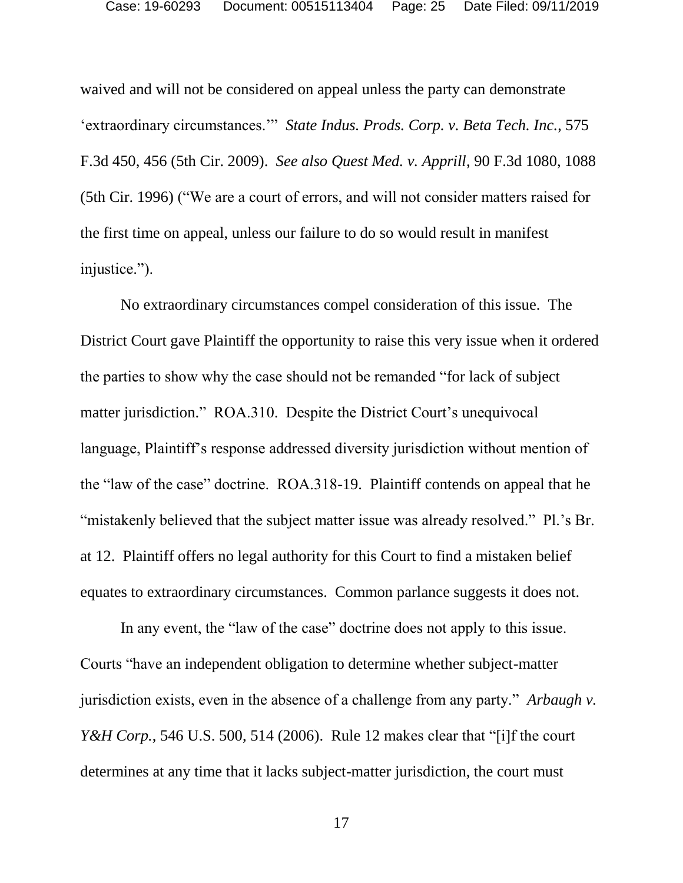waived and will not be considered on appeal unless the party can demonstrate 'extraordinary circumstances.'" *State Indus. Prods. Corp. v. Beta Tech. Inc.*, 575 F.3d 450, 456 (5th Cir. 2009). *See also Quest Med. v. Apprill*, 90 F.3d 1080, 1088 (5th Cir. 1996) ("We are a court of errors, and will not consider matters raised for the first time on appeal, unless our failure to do so would result in manifest injustice.").

No extraordinary circumstances compel consideration of this issue. The District Court gave Plaintiff the opportunity to raise this very issue when it ordered the parties to show why the case should not be remanded "for lack of subject matter jurisdiction." ROA.310. Despite the District Court's unequivocal language, Plaintiff's response addressed diversity jurisdiction without mention of the "law of the case" doctrine. ROA.318-19. Plaintiff contends on appeal that he "mistakenly believed that the subject matter issue was already resolved." Pl.'s Br. at 12. Plaintiff offers no legal authority for this Court to find a mistaken belief equates to extraordinary circumstances. Common parlance suggests it does not.

In any event, the "law of the case" doctrine does not apply to this issue. Courts "have an independent obligation to determine whether subject-matter jurisdiction exists, even in the absence of a challenge from any party." *Arbaugh v. Y&H Corp.*, 546 U.S. 500, 514 (2006). Rule 12 makes clear that "[i]f the court determines at any time that it lacks subject-matter jurisdiction, the court must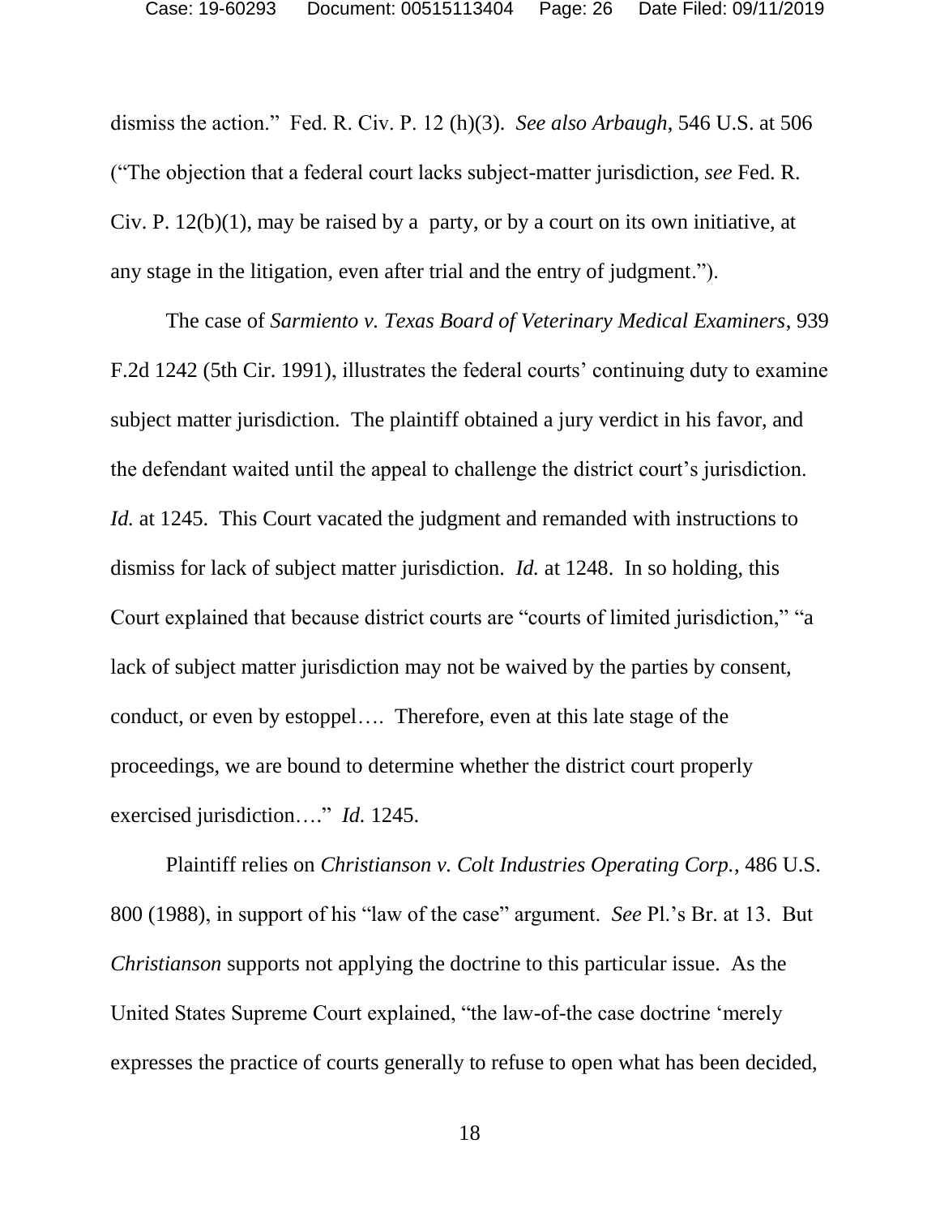dismiss the action." Fed. R. Civ. P. 12 (h)(3). *See also Arbaugh*, 546 U.S. at 506 ("The objection that a federal court lacks subject-matter jurisdiction, *see* Fed. R. Civ. P. 12(b)(1), may be raised by a party, or by a court on its own initiative, at any stage in the litigation, even after trial and the entry of judgment.").

The case of *Sarmiento v. Texas Board of Veterinary Medical Examiners*, 939 F.2d 1242 (5th Cir. 1991), illustrates the federal courts' continuing duty to examine subject matter jurisdiction. The plaintiff obtained a jury verdict in his favor, and the defendant waited until the appeal to challenge the district court's jurisdiction. *Id.* at 1245. This Court vacated the judgment and remanded with instructions to dismiss for lack of subject matter jurisdiction. *Id.* at 1248. In so holding, this Court explained that because district courts are "courts of limited jurisdiction," "a lack of subject matter jurisdiction may not be waived by the parties by consent, conduct, or even by estoppel…. Therefore, even at this late stage of the proceedings, we are bound to determine whether the district court properly exercised jurisdiction…." *Id.* 1245.

Plaintiff relies on *Christianson v. Colt Industries Operating Corp.*, 486 U.S. 800 (1988), in support of his "law of the case" argument. *See* Pl.'s Br. at 13. But *Christianson* supports not applying the doctrine to this particular issue. As the United States Supreme Court explained, "the law-of-the case doctrine 'merely expresses the practice of courts generally to refuse to open what has been decided,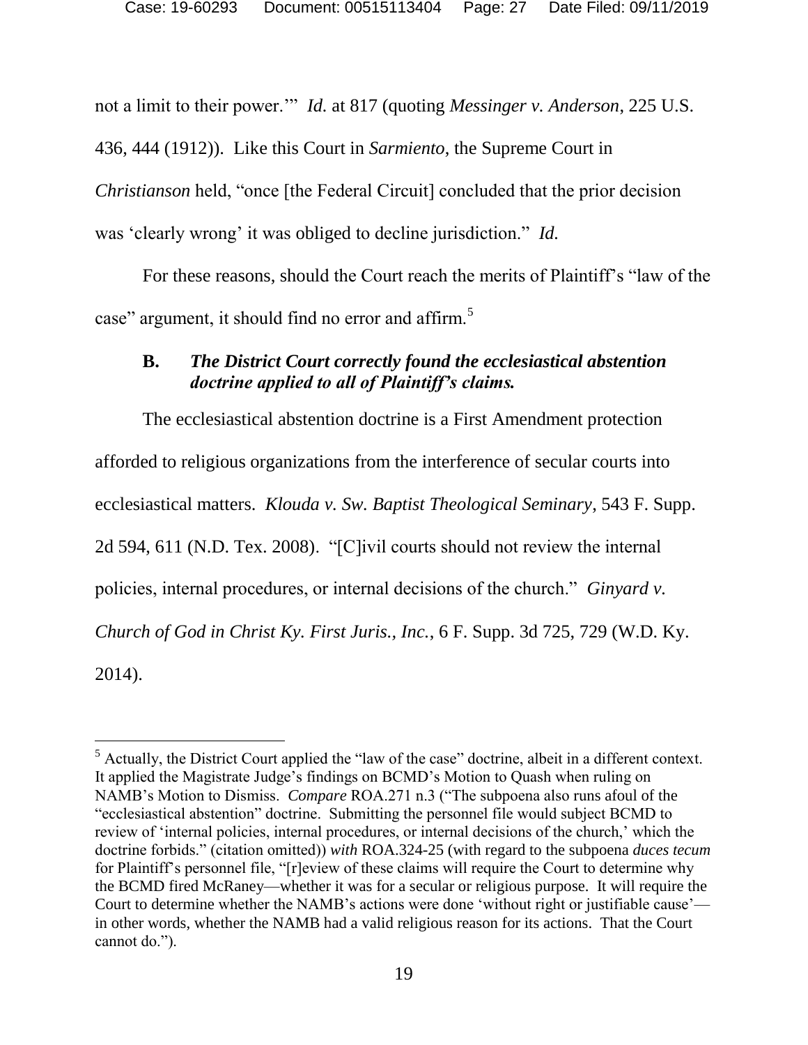not a limit to their power.'" *Id.* at 817 (quoting *Messinger v. Anderson*, 225 U.S. 436, 444 (1912)). Like this Court in *Sarmiento*, the Supreme Court in *Christianson* held, "once [the Federal Circuit] concluded that the prior decision was 'clearly wrong' it was obliged to decline jurisdiction." *Id.*

For these reasons, should the Court reach the merits of Plaintiff's "law of the case" argument, it should find no error and affirm.[5]

### B. *The District Court correctly found the ecclesiastical abstention doctrine applied to all of Plaintiff's claims.*

The ecclesiastical abstention doctrine is a First Amendment protection afforded to religious organizations from the interference of secular courts into ecclesiastical matters. *Klouda v. Sw. Baptist Theological Seminary*, 543 F. Supp. 2d 594, 611 (N.D. Tex. 2008). "[C]ivil courts should not review the internal policies, internal procedures, or internal decisions of the church." *Ginyard v. Church of God in Christ Ky. First Juris., Inc.*, 6 F. Supp. 3d 725, 729 (W.D. Ky. 2014).

---

[5] Actually, the District Court applied the "law of the case" doctrine, albeit in a different context. It applied the Magistrate Judge's findings on BCMD's Motion to Quash when ruling on NAMB's Motion to Dismiss. *Compare* ROA.271 n.3 ("The subpoena also runs afoul of the "ecclesiastical abstention" doctrine. Submitting the personnel file would subject BCMD to review of 'internal policies, internal procedures, or internal decisions of the church,' which the doctrine forbids." (citation omitted)) *with* ROA.324-25 (with regard to the subpoena *duces tecum* for Plaintiff's personnel file, "[r]eview of these claims will require the Court to determine why the BCMD fired McRaney—whether it was for a secular or religious purpose. It will require the Court to determine whether the NAMB's actions were done 'without right or justifiable cause'—in other words, whether the NAMB had a valid religious reason for its actions. That the Court cannot do.").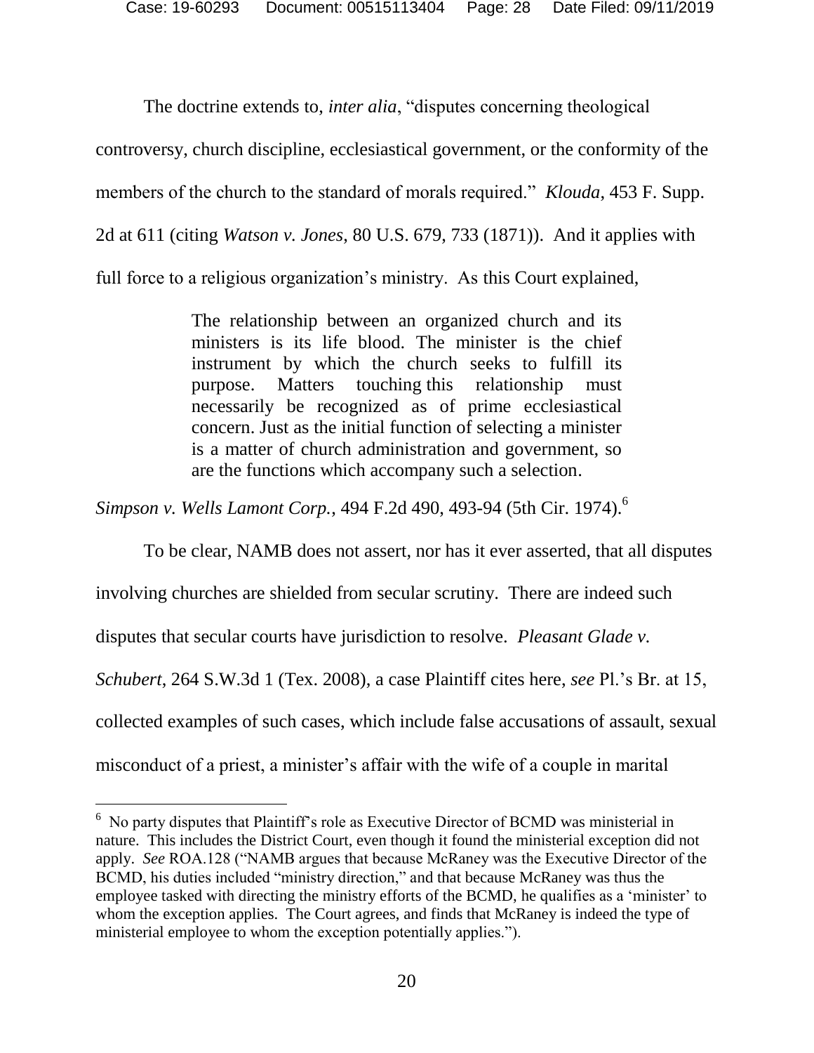The doctrine extends to, *inter alia*, "disputes concerning theological controversy, church discipline, ecclesiastical government, or the conformity of the members of the church to the standard of morals required." *Klouda*, 453 F. Supp. 2d at 611 (citing *Watson v. Jones*, 80 U.S. 679, 733 (1871)). And it applies with full force to a religious organization's ministry. As this Court explained,

> The relationship between an organized church and its ministers is its life blood. The minister is the chief instrument by which the church seeks to fulfill its purpose. Matters touching this relationship must necessarily be recognized as of prime ecclesiastical concern. Just as the initial function of selecting a minister is a matter of church administration and government, so are the functions which accompany such a selection.

*Simpson v. Wells Lamont Corp.*, 494 F.2d 490, 493-94 (5th Cir. 1974).[6]

To be clear, NAMB does not assert, nor has it ever asserted, that all disputes involving churches are shielded from secular scrutiny. There are indeed such disputes that secular courts have jurisdiction to resolve. *Pleasant Glade v. Schubert*, 264 S.W.3d 1 (Tex. 2008), a case Plaintiff cites here, *see* Pl.'s Br. at 15, collected examples of such cases, which include false accusations of assault, sexual misconduct of a priest, a minister's affair with the wife of a couple in marital

---

[6] No party disputes that Plaintiff's role as Executive Director of BCMD was ministerial in nature. This includes the District Court, even though it found the ministerial exception did not apply. *See* ROA.128 ("NAMB argues that because McRaney was the Executive Director of the BCMD, his duties included "ministry direction," and that because McRaney was thus the employee tasked with directing the ministry efforts of the BCMD, he qualifies as a 'minister' to whom the exception applies. The Court agrees, and finds that McRaney is indeed the type of ministerial employee to whom the exception potentially applies.").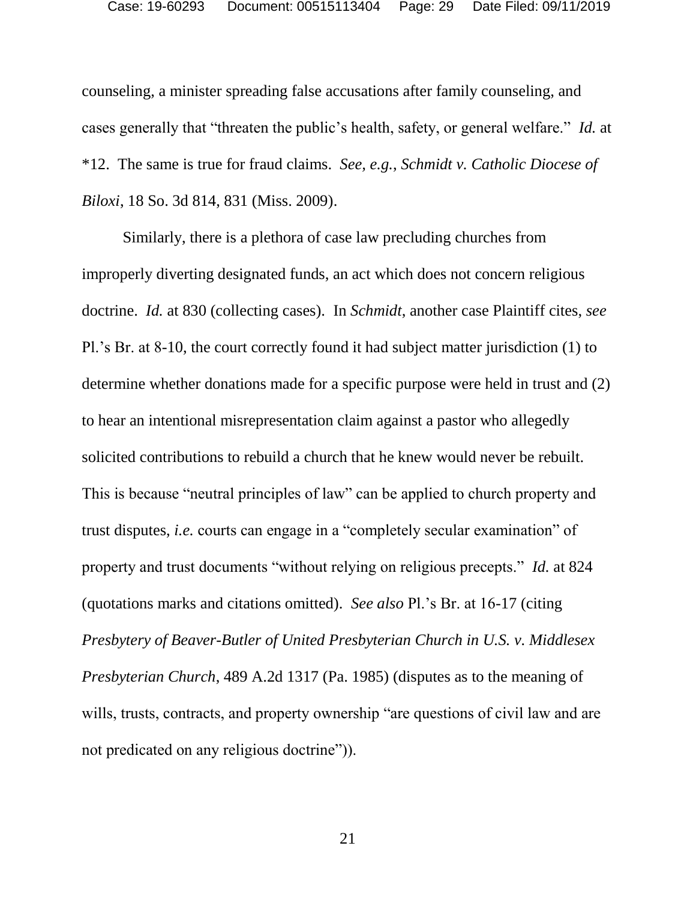counseling, a minister spreading false accusations after family counseling, and cases generally that "threaten the public's health, safety, or general welfare." *Id.* at *12. The same is true for fraud claims. *See, e.g.*, *Schmidt v. Catholic Diocese of Biloxi*, 18 So. 3d 814, 831 (Miss. 2009).

Similarly, there is a plethora of case law precluding churches from improperly diverting designated funds, an act which does not concern religious doctrine. *Id.* at 830 (collecting cases). In *Schmidt*, another case Plaintiff cites, *see* Pl.'s Br. at 8-10, the court correctly found it had subject matter jurisdiction (1) to determine whether donations made for a specific purpose were held in trust and (2) to hear an intentional misrepresentation claim against a pastor who allegedly solicited contributions to rebuild a church that he knew would never be rebuilt. This is because "neutral principles of law" can be applied to church property and trust disputes, *i.e.* courts can engage in a "completely secular examination" of property and trust documents "without relying on religious precepts." *Id.* at 824 (quotations marks and citations omitted). *See also* Pl.'s Br. at 16-17 (citing *Presbytery of Beaver-Butler of United Presbyterian Church in U.S. v. Middlesex Presbyterian Church*, 489 A.2d 1317 (Pa. 1985) (disputes as to the meaning of wills, trusts, contracts, and property ownership "are questions of civil law and are not predicated on any religious doctrine")).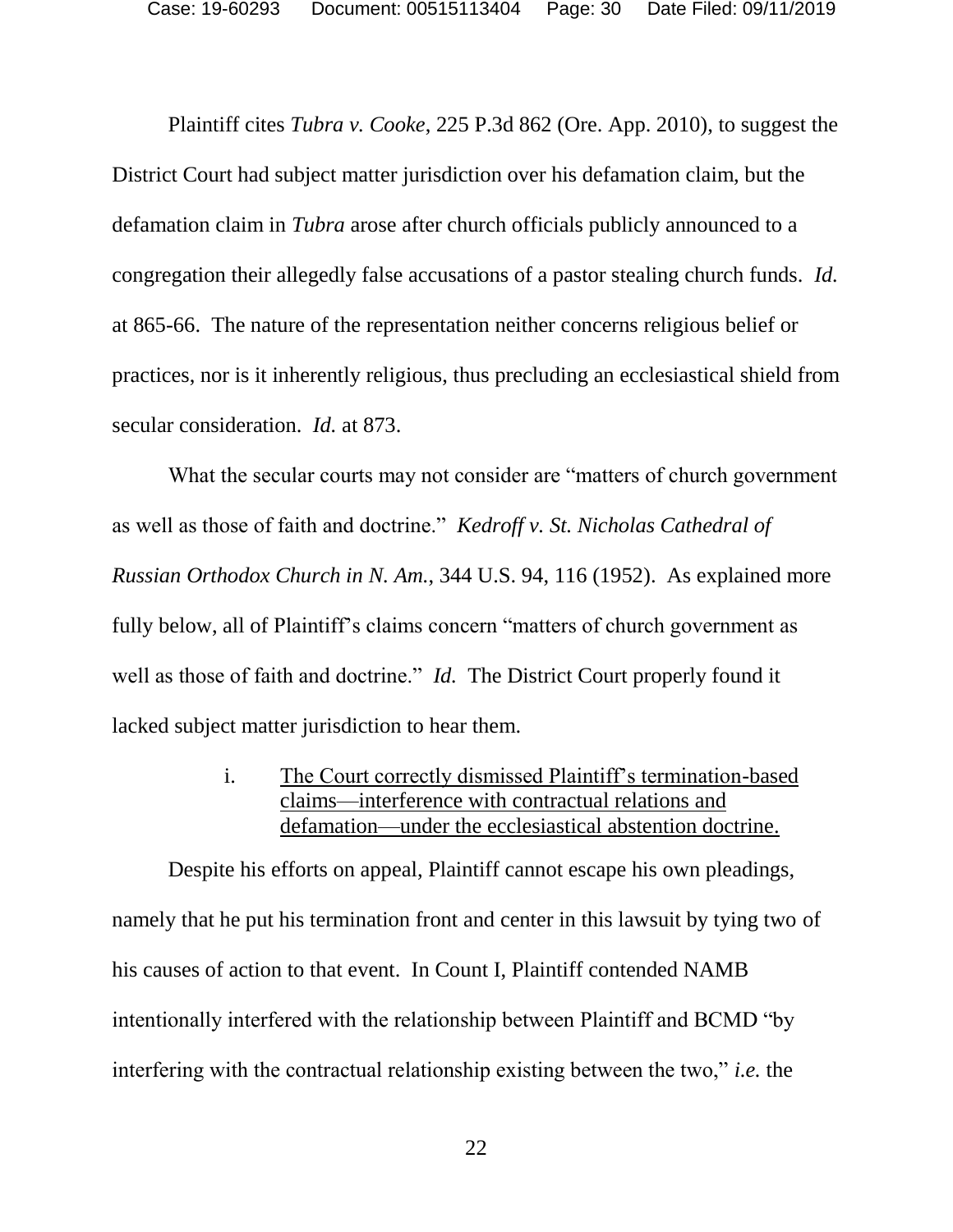Plaintiff cites *Tubra v. Cooke*, 225 P.3d 862 (Ore. App. 2010), to suggest the District Court had subject matter jurisdiction over his defamation claim, but the defamation claim in *Tubra* arose after church officials publicly announced to a congregation their allegedly false accusations of a pastor stealing church funds. *Id.* at 865-66. The nature of the representation neither concerns religious belief or practices, nor is it inherently religious, thus precluding an ecclesiastical shield from secular consideration. *Id.* at 873.

What the secular courts may not consider are "matters of church government as well as those of faith and doctrine." *Kedroff v. St. Nicholas Cathedral of Russian Orthodox Church in N. Am.*, 344 U.S. 94, 116 (1952). As explained more fully below, all of Plaintiff's claims concern "matters of church government as well as those of faith and doctrine." *Id.* The District Court properly found it lacked subject matter jurisdiction to hear them.

i. <u>The Court correctly dismissed Plaintiff's termination-based claims—interference with contractual relations and defamation—under the ecclesiastical abstention doctrine.</u>

Despite his efforts on appeal, Plaintiff cannot escape his own pleadings, namely that he put his termination front and center in this lawsuit by tying two of his causes of action to that event. In Count I, Plaintiff contended NAMB intentionally interfered with the relationship between Plaintiff and BCMD "by interfering with the contractual relationship existing between the two," *i.e.* the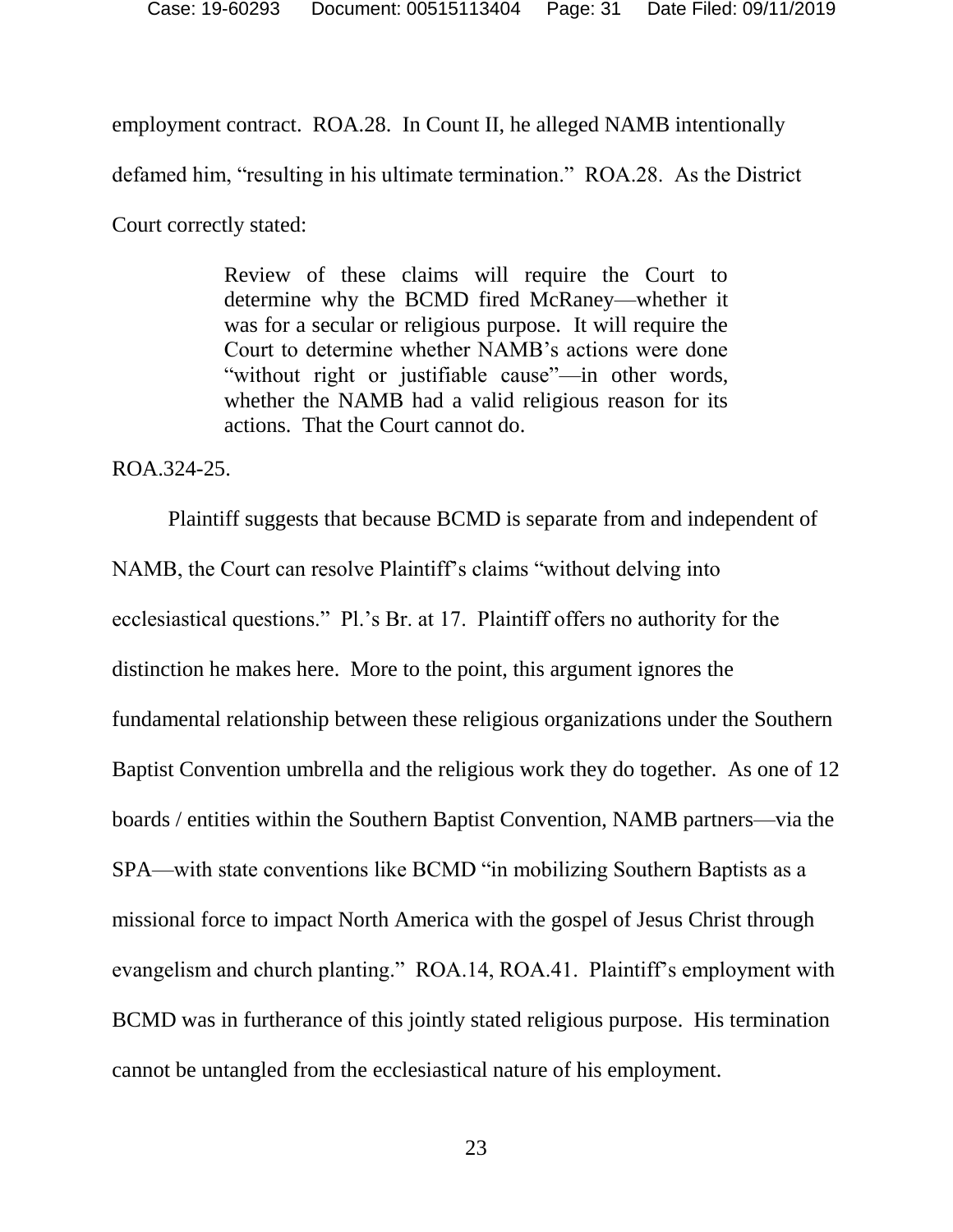employment contract. ROA.28. In Count II, he alleged NAMB intentionally defamed him, "resulting in his ultimate termination." ROA.28. As the District Court correctly stated:

> Review of these claims will require the Court to determine why the BCMD fired McRaney—whether it was for a secular or religious purpose. It will require the Court to determine whether NAMB's actions were done "without right or justifiable cause"—in other words, whether the NAMB had a valid religious reason for its actions. That the Court cannot do.

ROA.324-25.

Plaintiff suggests that because BCMD is separate from and independent of NAMB, the Court can resolve Plaintiff's claims "without delving into ecclesiastical questions." Pl.'s Br. at 17. Plaintiff offers no authority for the distinction he makes here. More to the point, this argument ignores the fundamental relationship between these religious organizations under the Southern Baptist Convention umbrella and the religious work they do together. As one of 12 boards / entities within the Southern Baptist Convention, NAMB partners—via the SPA—with state conventions like BCMD "in mobilizing Southern Baptists as a missional force to impact North America with the gospel of Jesus Christ through evangelism and church planting." ROA.14, ROA.41. Plaintiff's employment with BCMD was in furtherance of this jointly stated religious purpose. His termination cannot be untangled from the ecclesiastical nature of his employment.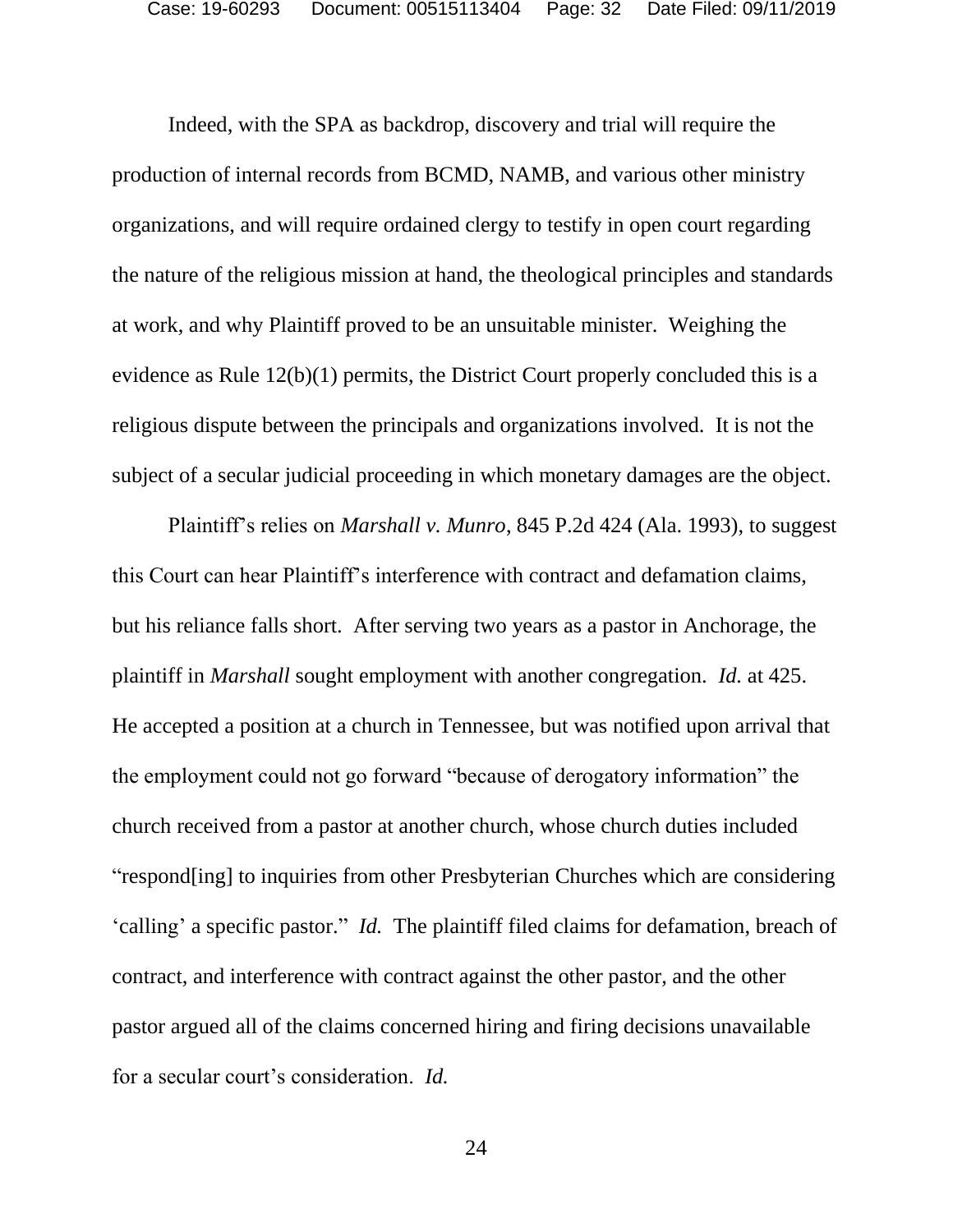Indeed, with the SPA as backdrop, discovery and trial will require the production of internal records from BCMD, NAMB, and various other ministry organizations, and will require ordained clergy to testify in open court regarding the nature of the religious mission at hand, the theological principles and standards at work, and why Plaintiff proved to be an unsuitable minister. Weighing the evidence as Rule 12(b)(1) permits, the District Court properly concluded this is a religious dispute between the principals and organizations involved. It is not the subject of a secular judicial proceeding in which monetary damages are the object.

Plaintiff's relies on *Marshall v. Munro*, 845 P.2d 424 (Ala. 1993), to suggest this Court can hear Plaintiff's interference with contract and defamation claims, but his reliance falls short. After serving two years as a pastor in Anchorage, the plaintiff in *Marshall* sought employment with another congregation. *Id.* at 425. He accepted a position at a church in Tennessee, but was notified upon arrival that the employment could not go forward "because of derogatory information" the church received from a pastor at another church, whose church duties included "respond[ing] to inquiries from other Presbyterian Churches which are considering 'calling' a specific pastor." *Id.* The plaintiff filed claims for defamation, breach of contract, and interference with contract against the other pastor, and the other pastor argued all of the claims concerned hiring and firing decisions unavailable for a secular court's consideration. *Id.*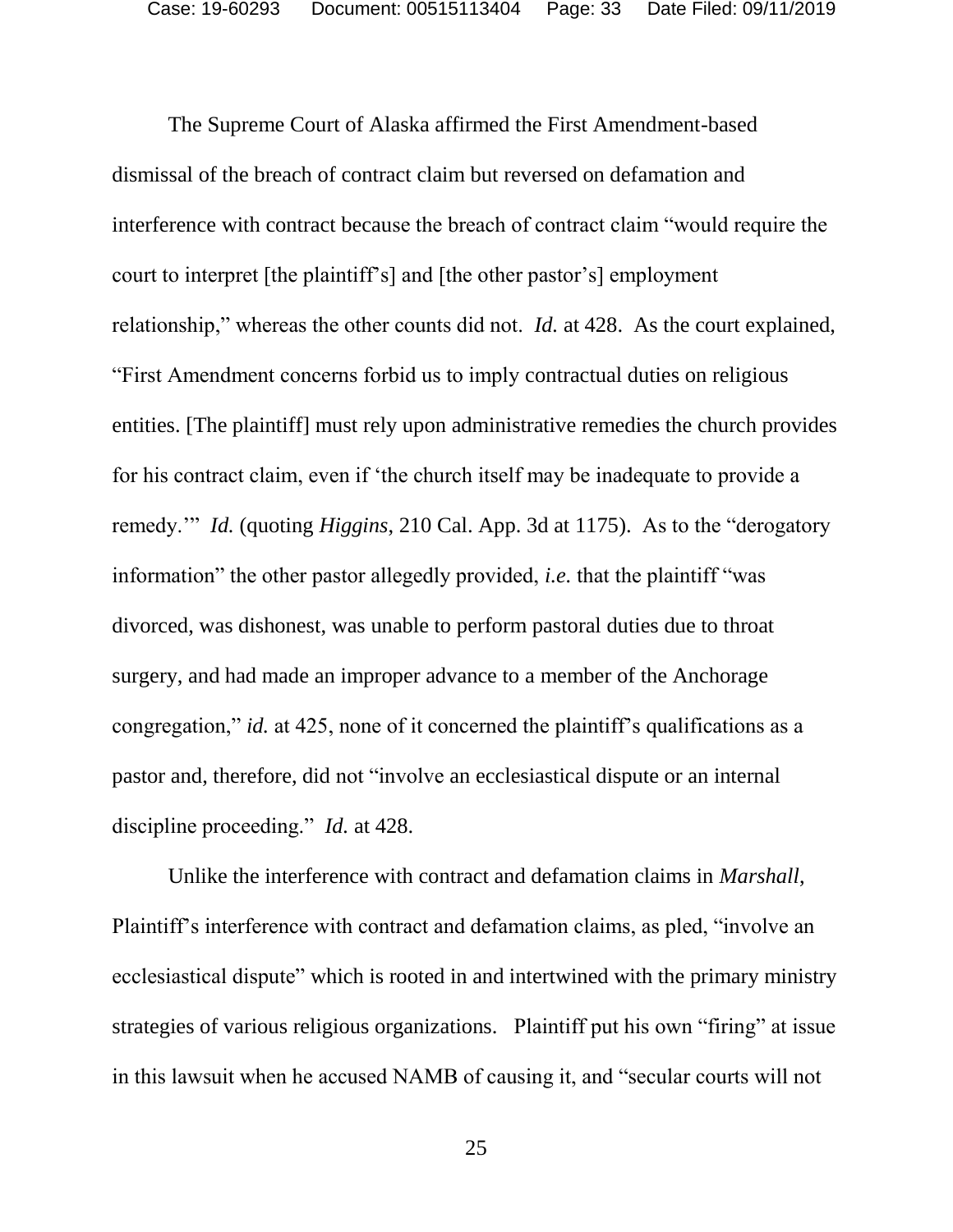The Supreme Court of Alaska affirmed the First Amendment-based dismissal of the breach of contract claim but reversed on defamation and interference with contract because the breach of contract claim "would require the court to interpret [the plaintiff's] and [the other pastor's] employment relationship," whereas the other counts did not. *Id.* at 428. As the court explained, "First Amendment concerns forbid us to imply contractual duties on religious entities. [The plaintiff] must rely upon administrative remedies the church provides for his contract claim, even if 'the church itself may be inadequate to provide a remedy.'" *Id.* (quoting *Higgins*, 210 Cal. App. 3d at 1175). As to the "derogatory information" the other pastor allegedly provided, *i.e.* that the plaintiff "was divorced, was dishonest, was unable to perform pastoral duties due to throat surgery, and had made an improper advance to a member of the Anchorage congregation," *id.* at 425, none of it concerned the plaintiff's qualifications as a pastor and, therefore, did not "involve an ecclesiastical dispute or an internal discipline proceeding." *Id.* at 428.

Unlike the interference with contract and defamation claims in *Marshall*, Plaintiff's interference with contract and defamation claims, as pled, "involve an ecclesiastical dispute" which is rooted in and intertwined with the primary ministry strategies of various religious organizations. Plaintiff put his own "firing" at issue in this lawsuit when he accused NAMB of causing it, and "secular courts will not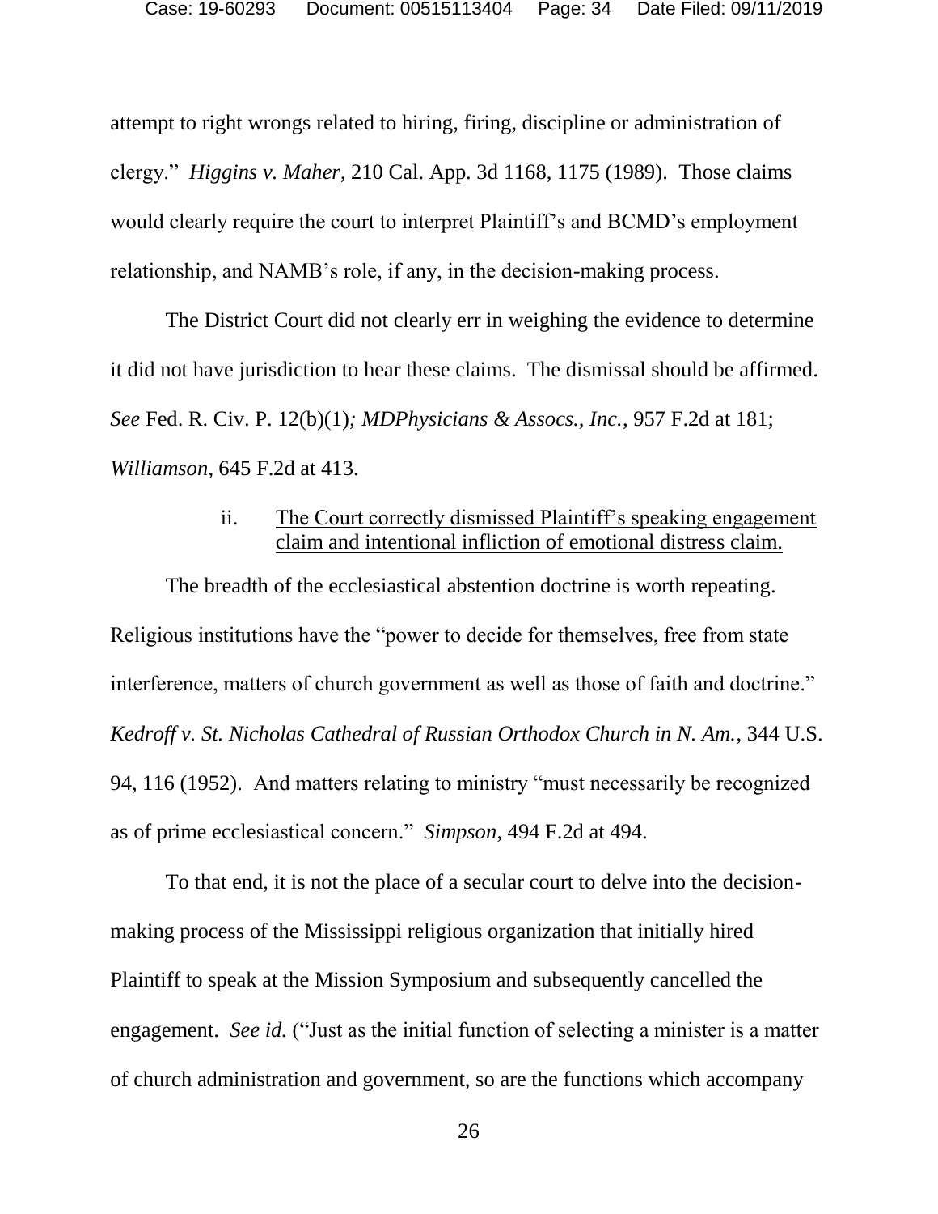attempt to right wrongs related to hiring, firing, discipline or administration of clergy." *Higgins v. Maher*, 210 Cal. App. 3d 1168, 1175 (1989). Those claims would clearly require the court to interpret Plaintiff's and BCMD's employment relationship, and NAMB's role, if any, in the decision-making process.

The District Court did not clearly err in weighing the evidence to determine it did not have jurisdiction to hear these claims. The dismissal should be affirmed. *See* Fed. R. Civ. P. 12(b)(1)*; MDPhysicians & Assocs., Inc.*, 957 F.2d at 181; *Williamson*, 645 F.2d at 413.

ii. <u>The Court correctly dismissed Plaintiff's speaking engagement claim and intentional infliction of emotional distress claim.</u>

The breadth of the ecclesiastical abstention doctrine is worth repeating. Religious institutions have the "power to decide for themselves, free from state interference, matters of church government as well as those of faith and doctrine." *Kedroff v. St. Nicholas Cathedral of Russian Orthodox Church in N. Am.*, 344 U.S. 94, 116 (1952). And matters relating to ministry "must necessarily be recognized as of prime ecclesiastical concern." *Simpson*, 494 F.2d at 494.

To that end, it is not the place of a secular court to delve into the decision-making process of the Mississippi religious organization that initially hired Plaintiff to speak at the Mission Symposium and subsequently cancelled the engagement. *See id.* ("Just as the initial function of selecting a minister is a matter of church administration and government, so are the functions which accompany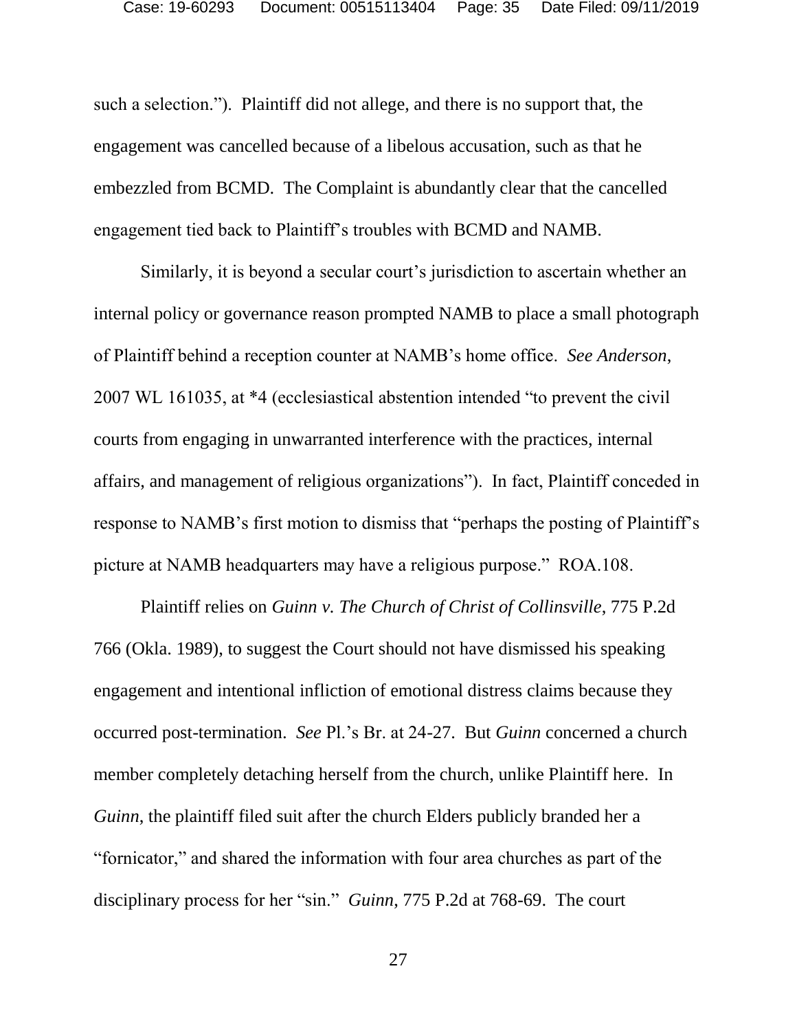such a selection."). Plaintiff did not allege, and there is no support that, the engagement was cancelled because of a libelous accusation, such as that he embezzled from BCMD. The Complaint is abundantly clear that the cancelled engagement tied back to Plaintiff's troubles with BCMD and NAMB.

Similarly, it is beyond a secular court's jurisdiction to ascertain whether an internal policy or governance reason prompted NAMB to place a small photograph of Plaintiff behind a reception counter at NAMB's home office. *See Anderson*, 2007 WL 161035, at *4 (ecclesiastical abstention intended "to prevent the civil courts from engaging in unwarranted interference with the practices, internal affairs, and management of religious organizations"). In fact, Plaintiff conceded in response to NAMB's first motion to dismiss that "perhaps the posting of Plaintiff's picture at NAMB headquarters may have a religious purpose." ROA.108.

Plaintiff relies on *Guinn v. The Church of Christ of Collinsville*, 775 P.2d 766 (Okla. 1989), to suggest the Court should not have dismissed his speaking engagement and intentional infliction of emotional distress claims because they occurred post-termination. *See* Pl.'s Br. at 24-27. But *Guinn* concerned a church member completely detaching herself from the church, unlike Plaintiff here. In *Guinn*, the plaintiff filed suit after the church Elders publicly branded her a "fornicator," and shared the information with four area churches as part of the disciplinary process for her "sin." *Guinn*, 775 P.2d at 768-69. The court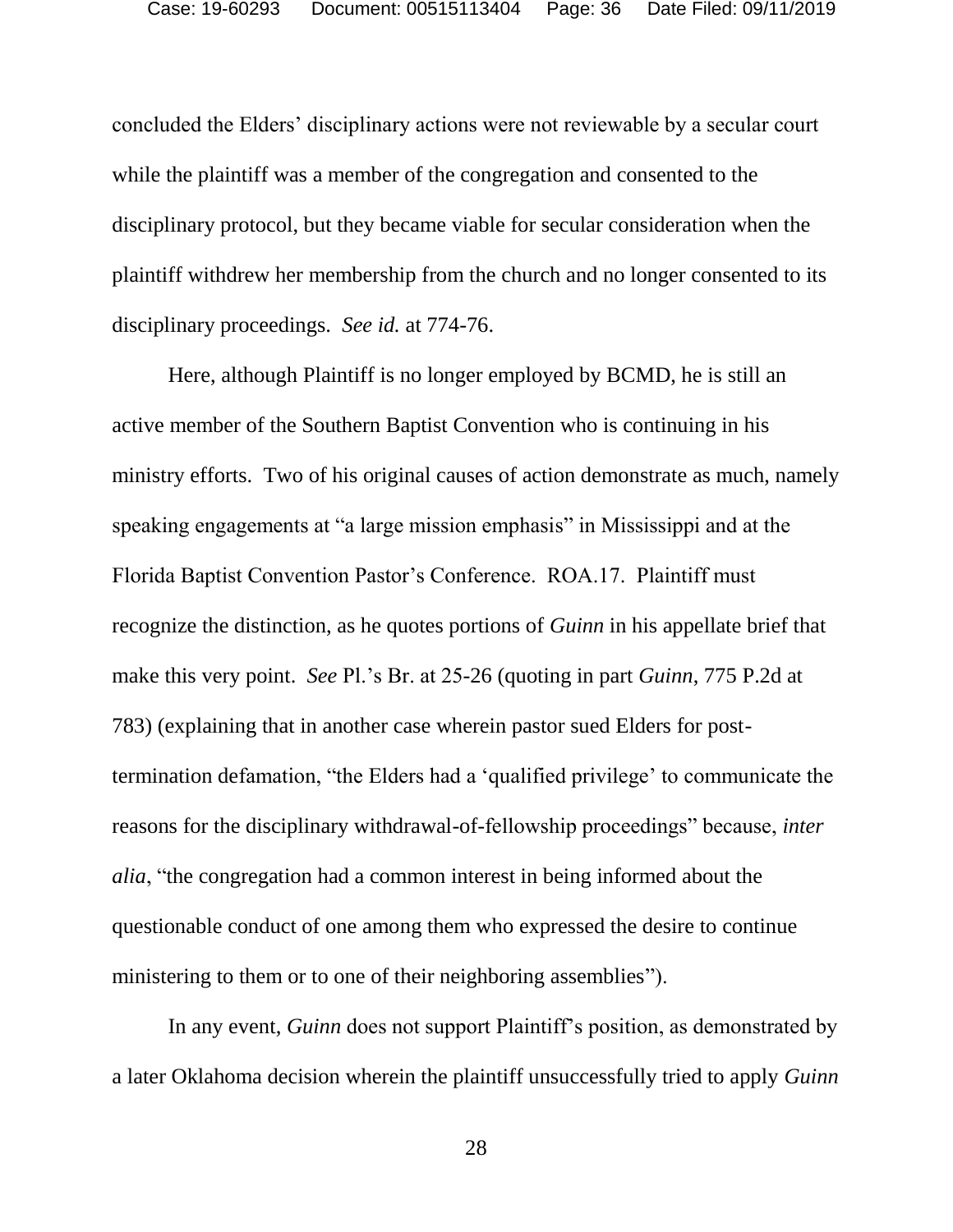concluded the Elders' disciplinary actions were not reviewable by a secular court while the plaintiff was a member of the congregation and consented to the disciplinary protocol, but they became viable for secular consideration when the plaintiff withdrew her membership from the church and no longer consented to its disciplinary proceedings. *See id.* at 774-76.

Here, although Plaintiff is no longer employed by BCMD, he is still an active member of the Southern Baptist Convention who is continuing in his ministry efforts. Two of his original causes of action demonstrate as much, namely speaking engagements at "a large mission emphasis" in Mississippi and at the Florida Baptist Convention Pastor's Conference. ROA.17. Plaintiff must recognize the distinction, as he quotes portions of *Guinn* in his appellate brief that make this very point. *See* Pl.'s Br. at 25-26 (quoting in part *Guinn*, 775 P.2d at 783) (explaining that in another case wherein pastor sued Elders for post-termination defamation, "the Elders had a 'qualified privilege' to communicate the reasons for the disciplinary withdrawal-of-fellowship proceedings" because, *inter alia*, "the congregation had a common interest in being informed about the questionable conduct of one among them who expressed the desire to continue ministering to them or to one of their neighboring assemblies").

In any event, *Guinn* does not support Plaintiff's position, as demonstrated by a later Oklahoma decision wherein the plaintiff unsuccessfully tried to apply *Guinn*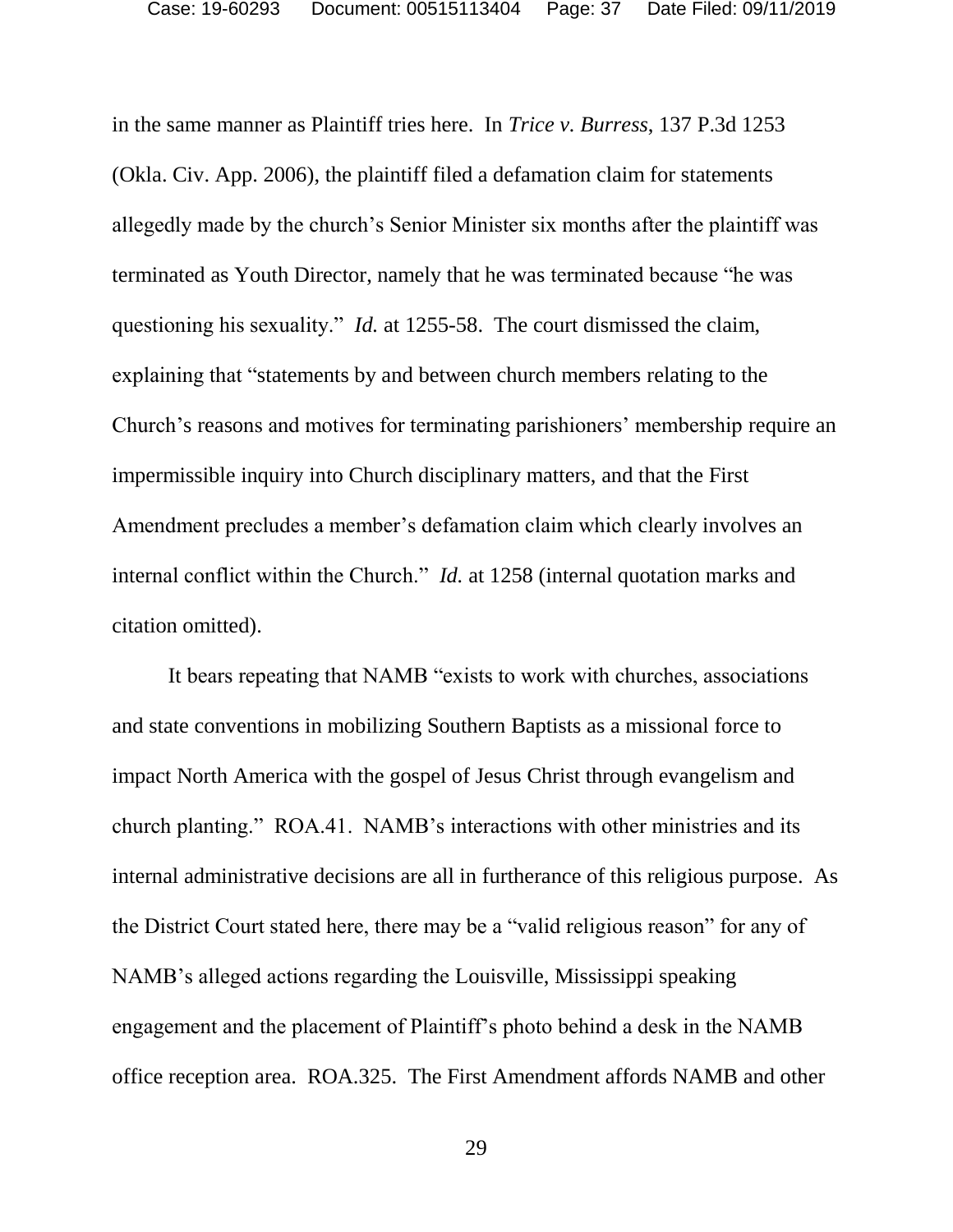in the same manner as Plaintiff tries here. In *Trice v. Burress*, 137 P.3d 1253 (Okla. Civ. App. 2006), the plaintiff filed a defamation claim for statements allegedly made by the church's Senior Minister six months after the plaintiff was terminated as Youth Director, namely that he was terminated because "he was questioning his sexuality." *Id.* at 1255-58. The court dismissed the claim, explaining that "statements by and between church members relating to the Church's reasons and motives for terminating parishioners' membership require an impermissible inquiry into Church disciplinary matters, and that the First Amendment precludes a member's defamation claim which clearly involves an internal conflict within the Church." *Id.* at 1258 (internal quotation marks and citation omitted).

It bears repeating that NAMB "exists to work with churches, associations and state conventions in mobilizing Southern Baptists as a missional force to impact North America with the gospel of Jesus Christ through evangelism and church planting." ROA.41. NAMB's interactions with other ministries and its internal administrative decisions are all in furtherance of this religious purpose. As the District Court stated here, there may be a "valid religious reason" for any of NAMB's alleged actions regarding the Louisville, Mississippi speaking engagement and the placement of Plaintiff's photo behind a desk in the NAMB office reception area. ROA.325. The First Amendment affords NAMB and other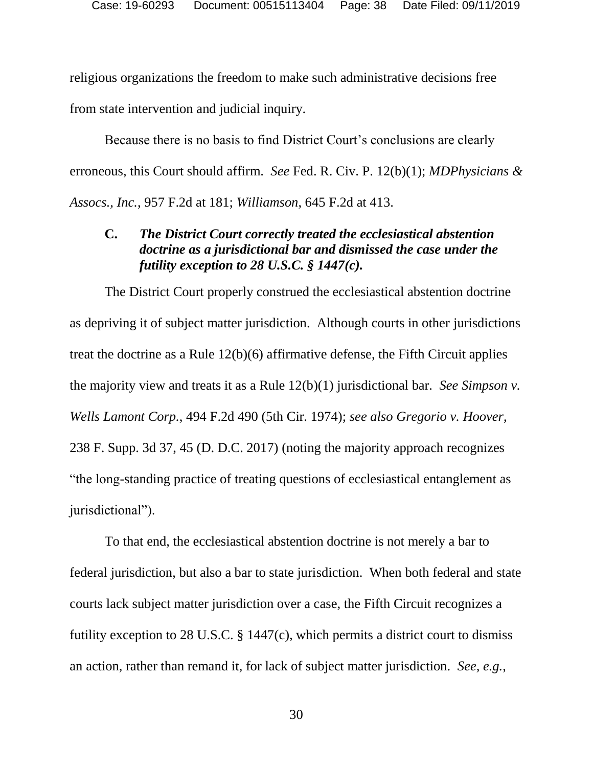religious organizations the freedom to make such administrative decisions free from state intervention and judicial inquiry.

Because there is no basis to find District Court's conclusions are clearly erroneous, this Court should affirm. *See* Fed. R. Civ. P. 12(b)(1); *MDPhysicians & Assocs., Inc.*, 957 F.2d at 181; *Williamson*, 645 F.2d at 413.

### C. *The District Court correctly treated the ecclesiastical abstention doctrine as a jurisdictional bar and dismissed the case under the futility exception to 28 U.S.C. § 1447(c).*

The District Court properly construed the ecclesiastical abstention doctrine as depriving it of subject matter jurisdiction. Although courts in other jurisdictions treat the doctrine as a Rule 12(b)(6) affirmative defense, the Fifth Circuit applies the majority view and treats it as a Rule 12(b)(1) jurisdictional bar. *See Simpson v. Wells Lamont Corp.*, 494 F.2d 490 (5th Cir. 1974); *see also Gregorio v. Hoover*, 238 F. Supp. 3d 37, 45 (D. D.C. 2017) (noting the majority approach recognizes "the long-standing practice of treating questions of ecclesiastical entanglement as jurisdictional").

To that end, the ecclesiastical abstention doctrine is not merely a bar to federal jurisdiction, but also a bar to state jurisdiction. When both federal and state courts lack subject matter jurisdiction over a case, the Fifth Circuit recognizes a futility exception to 28 U.S.C. § 1447(c), which permits a district court to dismiss an action, rather than remand it, for lack of subject matter jurisdiction. *See, e.g.*,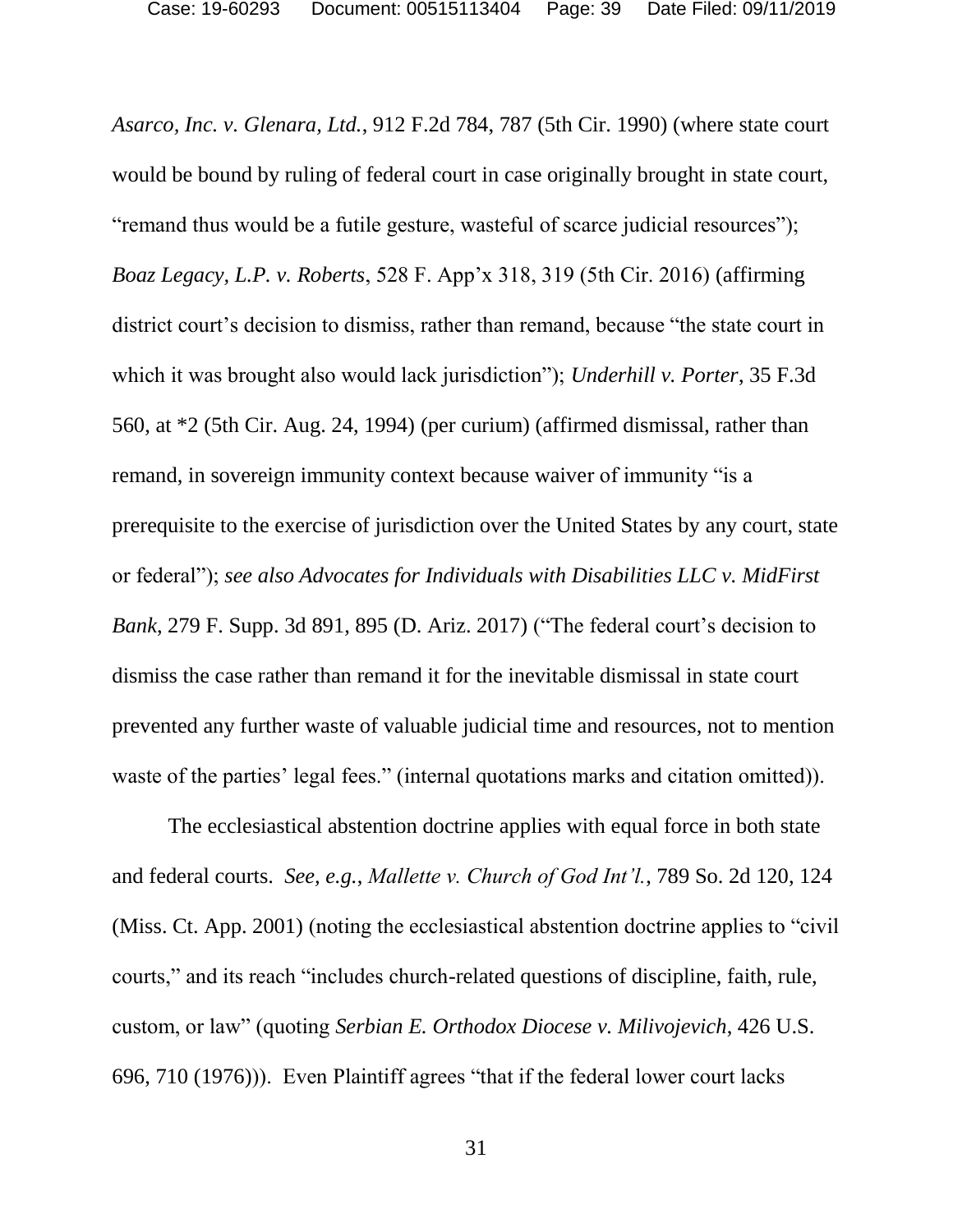*Asarco, Inc. v. Glenara, Ltd.*, 912 F.2d 784, 787 (5th Cir. 1990) (where state court would be bound by ruling of federal court in case originally brought in state court, "remand thus would be a futile gesture, wasteful of scarce judicial resources"); *Boaz Legacy, L.P. v. Roberts*, 528 F. App'x 318, 319 (5th Cir. 2016) (affirming district court's decision to dismiss, rather than remand, because "the state court in which it was brought also would lack jurisdiction"); *Underhill v. Porter*, 35 F.3d 560, at *2 (5th Cir. Aug. 24, 1994) (per curium) (affirmed dismissal, rather than remand, in sovereign immunity context because waiver of immunity "is a prerequisite to the exercise of jurisdiction over the United States by any court, state or federal"); *see also Advocates for Individuals with Disabilities LLC v. MidFirst Bank*, 279 F. Supp. 3d 891, 895 (D. Ariz. 2017) ("The federal court's decision to dismiss the case rather than remand it for the inevitable dismissal in state court prevented any further waste of valuable judicial time and resources, not to mention waste of the parties' legal fees." (internal quotations marks and citation omitted)).

The ecclesiastical abstention doctrine applies with equal force in both state and federal courts. *See, e.g.*, *Mallette v. Church of God Int'l.*, 789 So. 2d 120, 124 (Miss. Ct. App. 2001) (noting the ecclesiastical abstention doctrine applies to "civil courts," and its reach "includes church-related questions of discipline, faith, rule, custom, or law" (quoting *Serbian E. Orthodox Diocese v. Milivojevich*, 426 U.S. 696, 710 (1976))). Even Plaintiff agrees "that if the federal lower court lacks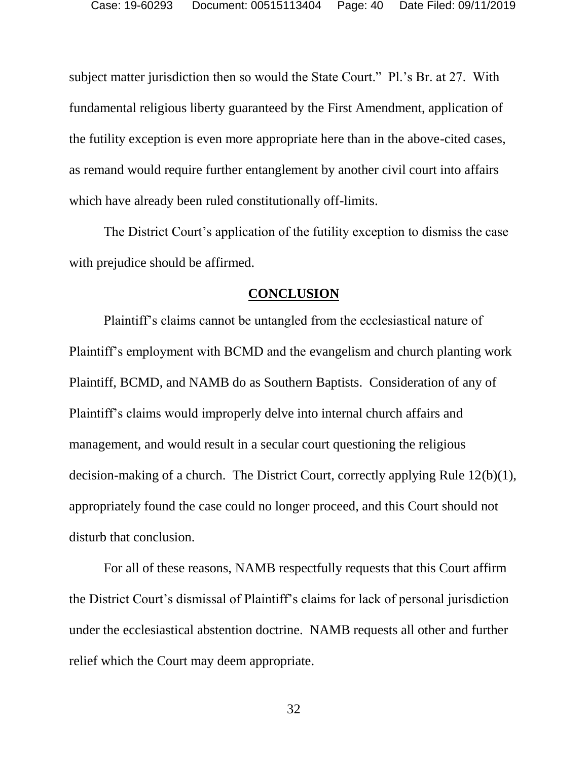subject matter jurisdiction then so would the State Court." Pl.'s Br. at 27. With fundamental religious liberty guaranteed by the First Amendment, application of the futility exception is even more appropriate here than in the above-cited cases, as remand would require further entanglement by another civil court into affairs which have already been ruled constitutionally off-limits.

The District Court's application of the futility exception to dismiss the case with prejudice should be affirmed.

## CONCLUSION

Plaintiff's claims cannot be untangled from the ecclesiastical nature of Plaintiff's employment with BCMD and the evangelism and church planting work Plaintiff, BCMD, and NAMB do as Southern Baptists. Consideration of any of Plaintiff's claims would improperly delve into internal church affairs and management, and would result in a secular court questioning the religious decision-making of a church. The District Court, correctly applying Rule 12(b)(1), appropriately found the case could no longer proceed, and this Court should not disturb that conclusion.

For all of these reasons, NAMB respectfully requests that this Court affirm the District Court's dismissal of Plaintiff's claims for lack of personal jurisdiction under the ecclesiastical abstention doctrine. NAMB requests all other and further relief which the Court may deem appropriate.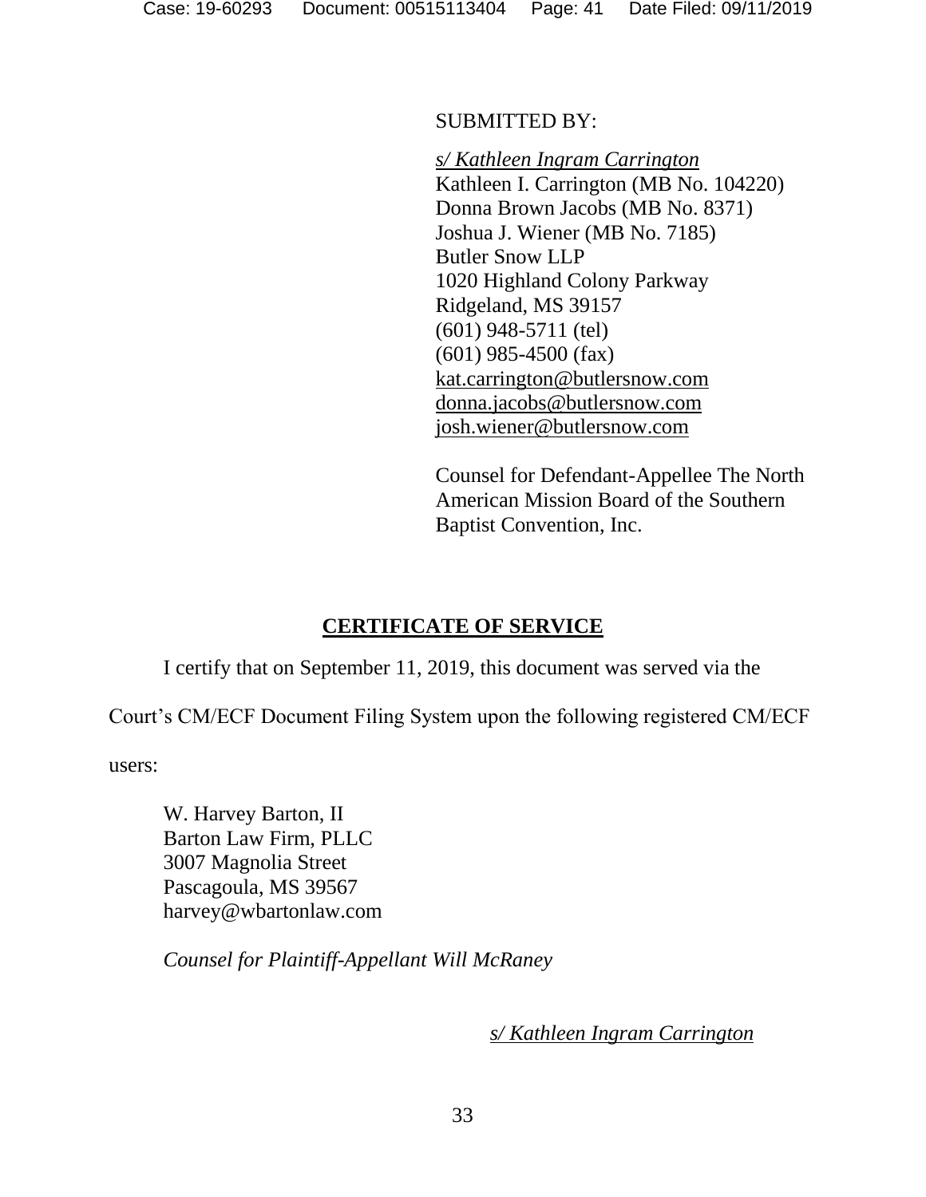SUBMITTED BY:

*s/ Kathleen Ingram Carrington*
Kathleen I. Carrington (MB No. 104220)
Donna Brown Jacobs (MB No. 8371)
Joshua J. Wiener (MB No. 7185)
Butler Snow LLP
1020 Highland Colony Parkway
Ridgeland, MS 39157
(601) 948-5711 (tel)
(601) 985-4500 (fax)
kat.carrington@butlersnow.com
donna.jacobs@butlersnow.com
josh.wiener@butlersnow.com

Counsel for Defendant-Appellee The North American Mission Board of the Southern Baptist Convention, Inc.

## CERTIFICATE OF SERVICE

I certify that on September 11, 2019, this document was served via the Court's CM/ECF Document Filing System upon the following registered CM/ECF users:

W. Harvey Barton, II
Barton Law Firm, PLLC
3007 Magnolia Street
Pascagoula, MS 39567
harvey@wbartonlaw.com

*Counsel for Plaintiff-Appellant Will McRaney*

*s/ Kathleen Ingram Carrington*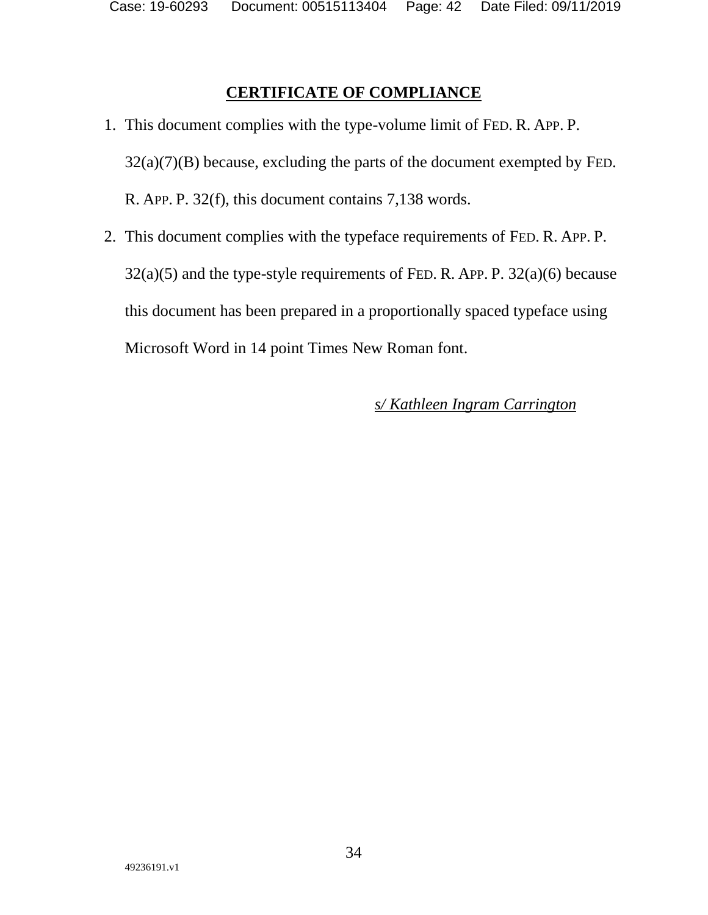## **CERTIFICATE OF COMPLIANCE**

1. This document complies with the type-volume limit of FED. R. APP. P. 32(a)(7)(B) because, excluding the parts of the document exempted by FED. R. APP. P. 32(f), this document contains 7,138 words.
2. This document complies with the typeface requirements of FED. R. APP. P. 32(a)(5) and the type-style requirements of FED. R. APP. P. 32(a)(6) because this document has been prepared in a proportionally spaced typeface using Microsoft Word in 14 point Times New Roman font.

*s/ Kathleen Ingram Carrington*

49236191.v1